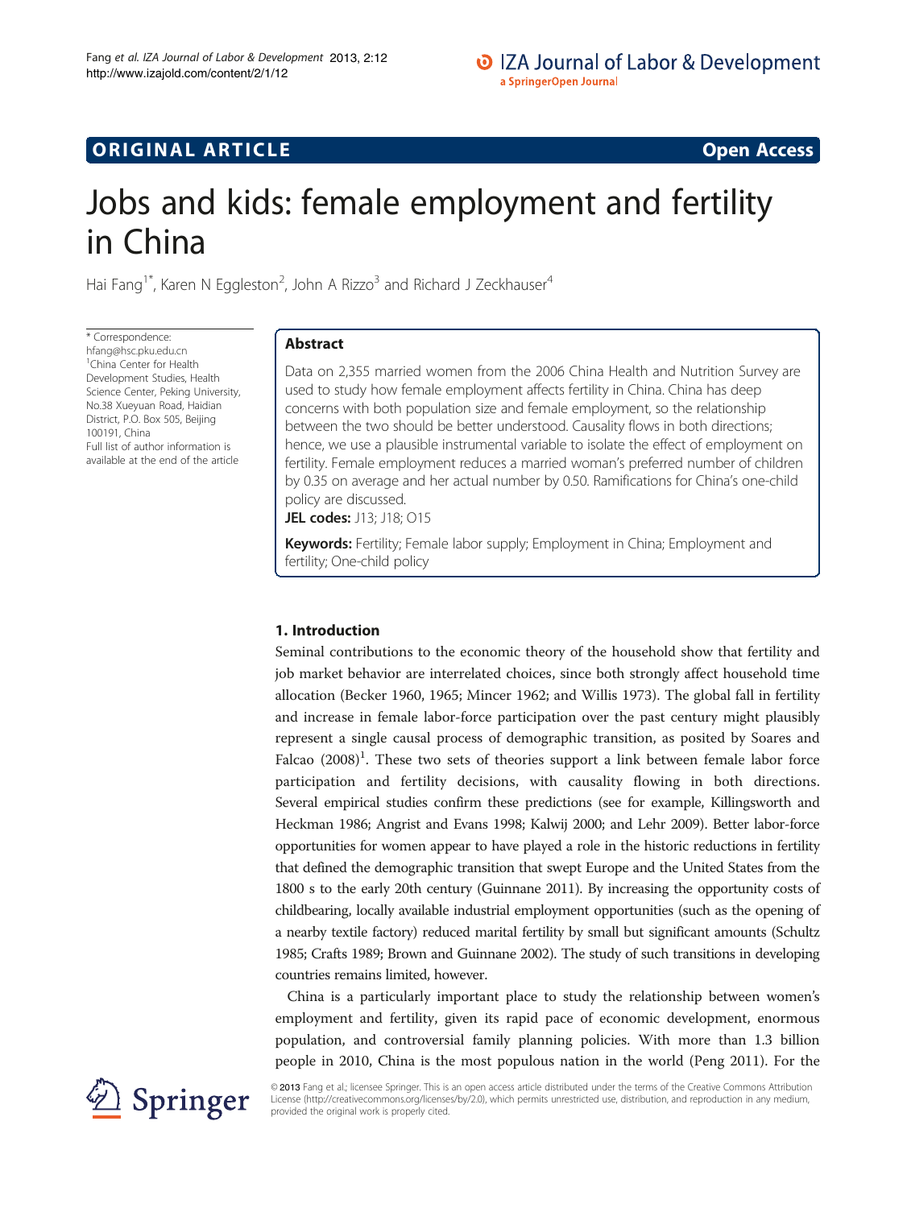ORIGINAL ARTICLE Open Access

# Jobs and kids: female employment and fertility in China

Hai Fang[1*], Karen N Eggleston[2], John A Rizzo[3] and Richard J Zeckhauser[4]

\* Correspondence: hfang@hsc.pku.edu.cn
[1]China Center for Health Development Studies, Health Science Center, Peking University, No.38 Xueyuan Road, Haidian District, P.O. Box 505, Beijing 100191, China
Full list of author information is available at the end of the article

## Abstract

Data on 2,355 married women from the 2006 China Health and Nutrition Survey are used to study how female employment affects fertility in China. China has deep concerns with both population size and female employment, so the relationship between the two should be better understood. Causality flows in both directions; hence, we use a plausible instrumental variable to isolate the effect of employment on fertility. Female employment reduces a married woman's preferred number of children by 0.35 on average and her actual number by 0.50. Ramifications for China's one-child policy are discussed.

**JEL codes:** J13; J18; O15

**Keywords:** Fertility; Female labor supply; Employment in China; Employment and fertility; One-child policy

## 1. Introduction

Seminal contributions to the economic theory of the household show that fertility and job market behavior are interrelated choices, since both strongly affect household time allocation (Becker 1960, 1965; Mincer 1962; and Willis 1973). The global fall in fertility and increase in female labor-force participation over the past century might plausibly represent a single causal process of demographic transition, as posited by Soares and Falcao (2008)[1]. These two sets of theories support a link between female labor force participation and fertility decisions, with causality flowing in both directions. Several empirical studies confirm these predictions (see for example, Killingsworth and Heckman 1986; Angrist and Evans 1998; Kalwij 2000; and Lehr 2009). Better labor-force opportunities for women appear to have played a role in the historic reductions in fertility that defined the demographic transition that swept Europe and the United States from the 1800 s to the early 20th century (Guinnane 2011). By increasing the opportunity costs of childbearing, locally available industrial employment opportunities (such as the opening of a nearby textile factory) reduced marital fertility by small but significant amounts (Schultz 1985; Crafts 1989; Brown and Guinnane 2002). The study of such transitions in developing countries remains limited, however.

China is a particularly important place to study the relationship between women's employment and fertility, given its rapid pace of economic development, enormous population, and controversial family planning policies. With more than 1.3 billion people in 2010, China is the most populous nation in the world (Peng 2011). For the

© 2013 Fang et al.; licensee Springer. This is an open access article distributed under the terms of the Creative Commons Attribution License (http://creativecommons.org/licenses/by/2.0), which permits unrestricted use, distribution, and reproduction in any medium, provided the original work is properly cited.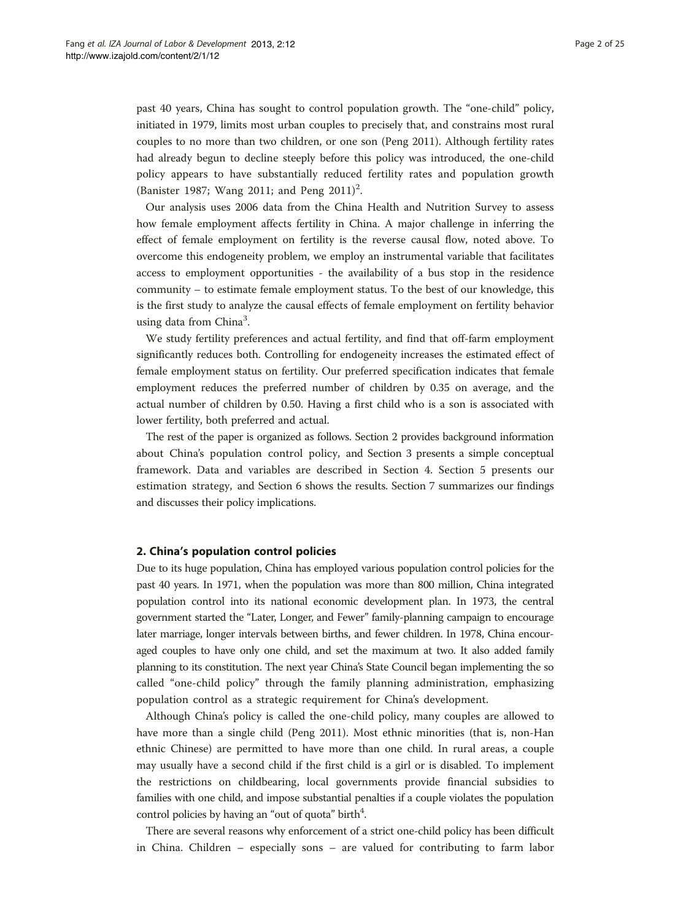past 40 years, China has sought to control population growth. The "one-child" policy, initiated in 1979, limits most urban couples to precisely that, and constrains most rural couples to no more than two children, or one son (Peng 2011). Although fertility rates had already begun to decline steeply before this policy was introduced, the one-child policy appears to have substantially reduced fertility rates and population growth (Banister 1987; Wang 2011; and Peng 2011)[2].

Our analysis uses 2006 data from the China Health and Nutrition Survey to assess how female employment affects fertility in China. A major challenge in inferring the effect of female employment on fertility is the reverse causal flow, noted above. To overcome this endogeneity problem, we employ an instrumental variable that facilitates access to employment opportunities - the availability of a bus stop in the residence community – to estimate female employment status. To the best of our knowledge, this is the first study to analyze the causal effects of female employment on fertility behavior using data from China[3].

We study fertility preferences and actual fertility, and find that off-farm employment significantly reduces both. Controlling for endogeneity increases the estimated effect of female employment status on fertility. Our preferred specification indicates that female employment reduces the preferred number of children by 0.35 on average, and the actual number of children by 0.50. Having a first child who is a son is associated with lower fertility, both preferred and actual.

The rest of the paper is organized as follows. Section 2 provides background information about China's population control policy, and Section 3 presents a simple conceptual framework. Data and variables are described in Section 4. Section 5 presents our estimation strategy, and Section 6 shows the results. Section 7 summarizes our findings and discusses their policy implications.

## 2. China's population control policies

Due to its huge population, China has employed various population control policies for the past 40 years. In 1971, when the population was more than 800 million, China integrated population control into its national economic development plan. In 1973, the central government started the "Later, Longer, and Fewer" family-planning campaign to encourage later marriage, longer intervals between births, and fewer children. In 1978, China encouraged couples to have only one child, and set the maximum at two. It also added family planning to its constitution. The next year China's State Council began implementing the so called "one-child policy" through the family planning administration, emphasizing population control as a strategic requirement for China's development.

Although China's policy is called the one-child policy, many couples are allowed to have more than a single child (Peng 2011). Most ethnic minorities (that is, non-Han ethnic Chinese) are permitted to have more than one child. In rural areas, a couple may usually have a second child if the first child is a girl or is disabled. To implement the restrictions on childbearing, local governments provide financial subsidies to families with one child, and impose substantial penalties if a couple violates the population control policies by having an "out of quota" birth[4].

There are several reasons why enforcement of a strict one-child policy has been difficult in China. Children – especially sons – are valued for contributing to farm labor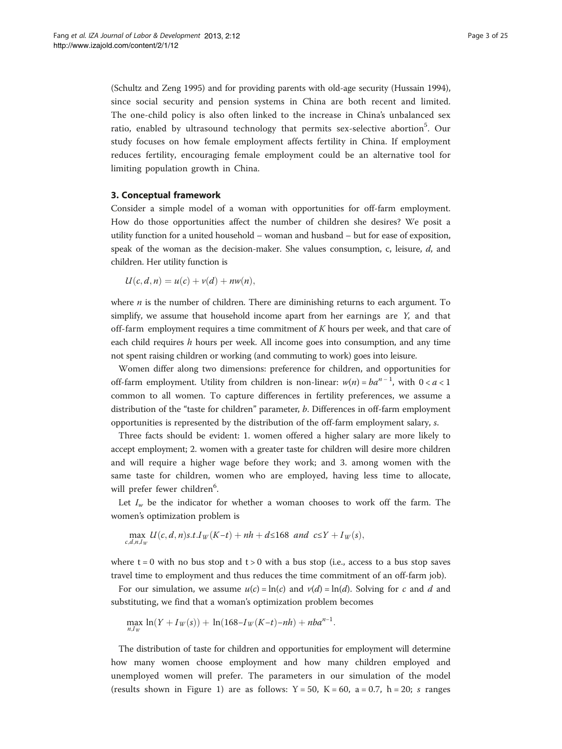(Schultz and Zeng 1995) and for providing parents with old-age security (Hussain 1994), since social security and pension systems in China are both recent and limited. The one-child policy is also often linked to the increase in China's unbalanced sex ratio, enabled by ultrasound technology that permits sex-selective abortion[5]. Our study focuses on how female employment affects fertility in China. If employment reduces fertility, encouraging female employment could be an alternative tool for limiting population growth in China.

## 3. Conceptual framework

Consider a simple model of a woman with opportunities for off-farm employment. How do those opportunities affect the number of children she desires? We posit a utility function for a united household – woman and husband – but for ease of exposition, speak of the woman as the decision-maker. She values consumption, c, leisure, $d$, and children. Her utility function is

$$U(c, d, n) = u(c) + v(d) + nw(n),$$

where $n$ is the number of children. There are diminishing returns to each argument. To simplify, we assume that household income apart from her earnings are $Y$, and that off-farm employment requires a time commitment of $K$ hours per week, and that care of each child requires $h$ hours per week. All income goes into consumption, and any time not spent raising children or working (and commuting to work) goes into leisure.

Women differ along two dimensions: preference for children, and opportunities for off-farm employment. Utility from children is non-linear: $w(n) = ba^{n-1}$, with $0 < a < 1$ common to all women. To capture differences in fertility preferences, we assume a distribution of the "taste for children" parameter, $b$. Differences in off-farm employment opportunities is represented by the distribution of the off-farm employment salary, $s$.

Three facts should be evident: 1. women offered a higher salary are more likely to accept employment; 2. women with a greater taste for children will desire more children and will require a higher wage before they work; and 3. among women with the same taste for children, women who are employed, having less time to allocate, will prefer fewer children[6].

Let $I_w$ be the indicator for whether a woman chooses to work off the farm. The women's optimization problem is

$$\max_{c,d,n,I_W} U(c, d, n) s.t. I_W(K-t) + nh + d \leq 168 \;\; and \;\; c \leq Y + I_W(s),$$

where t = 0 with no bus stop and t > 0 with a bus stop (i.e., access to a bus stop saves travel time to employment and thus reduces the time commitment of an off-farm job).

For our simulation, we assume $u(c) = \ln(c)$ and $v(d) = \ln(d)$. Solving for c and d and substituting, we find that a woman's optimization problem becomes

$$\max_{n,I_W} \ln(Y + I_W(s)) + \ln(168 - I_W(K-t) - nh) + nba^{n-1}.$$

The distribution of taste for children and opportunities for employment will determine how many women choose employment and how many children employed and unemployed women will prefer. The parameters in our simulation of the model (results shown in Figure 1) are as follows: Y = 50, K = 60, a = 0.7, h = 20; $s$ ranges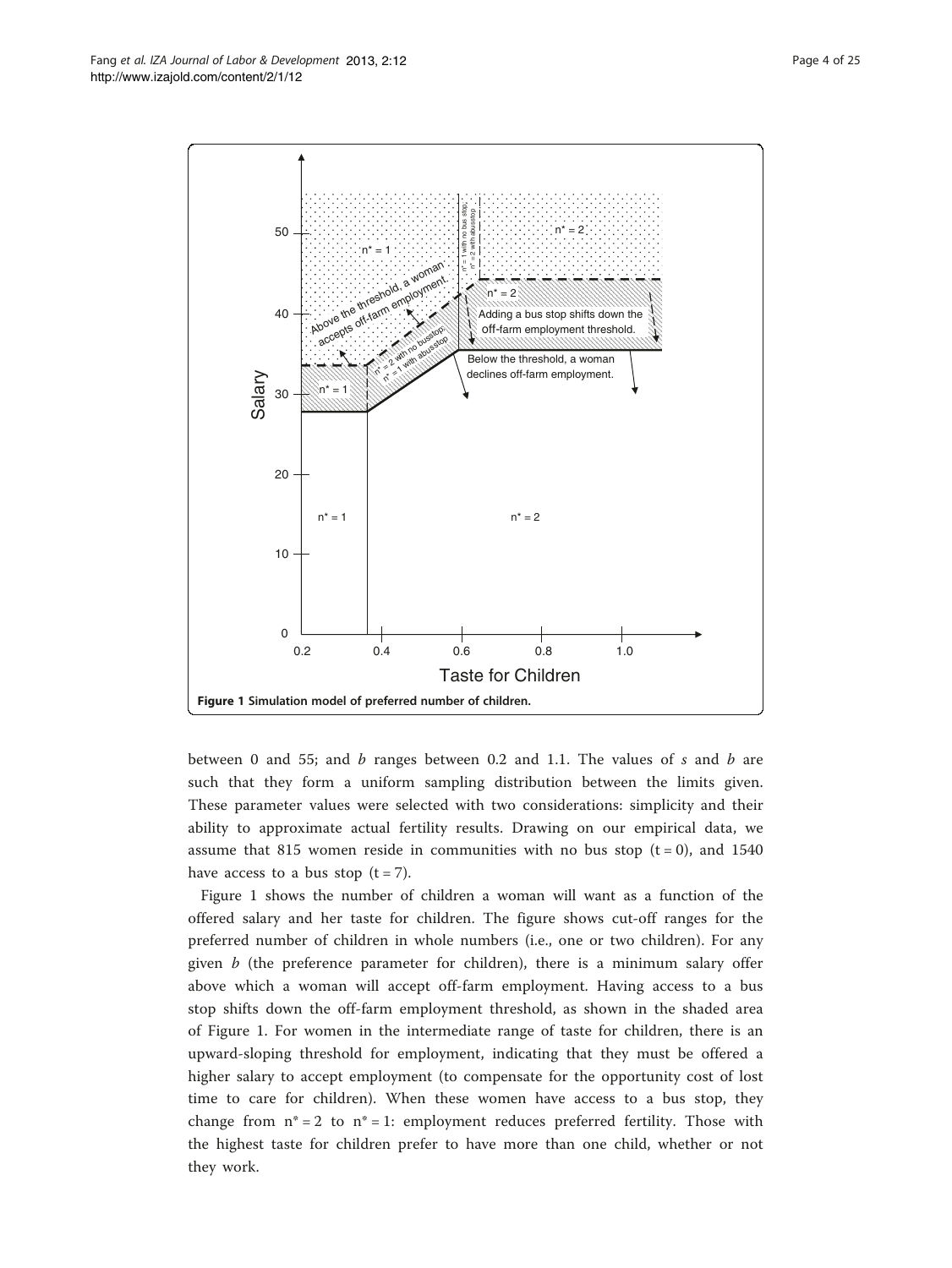**Figure 1 Simulation model of preferred number of children.**

between 0 and 55; and $b$ ranges between 0.2 and 1.1. The values of $s$ and $b$ are such that they form a uniform sampling distribution between the limits given. These parameter values were selected with two considerations: simplicity and their ability to approximate actual fertility results. Drawing on our empirical data, we assume that 815 women reside in communities with no bus stop ($t = 0$), and 1540 have access to a bus stop ($t = 7$).

Figure 1 shows the number of children a woman will want as a function of the offered salary and her taste for children. The figure shows cut-off ranges for the preferred number of children in whole numbers (i.e., one or two children). For any given $b$ (the preference parameter for children), there is a minimum salary offer above which a woman will accept off-farm employment. Having access to a bus stop shifts down the off-farm employment threshold, as shown in the shaded area of Figure 1. For women in the intermediate range of taste for children, there is an upward-sloping threshold for employment, indicating that they must be offered a higher salary to accept employment (to compensate for the opportunity cost of lost time to care for children). When these women have access to a bus stop, they change from $n^* = 2$ to $n^* = 1$: employment reduces preferred fertility. Those with the highest taste for children prefer to have more than one child, whether or not they work.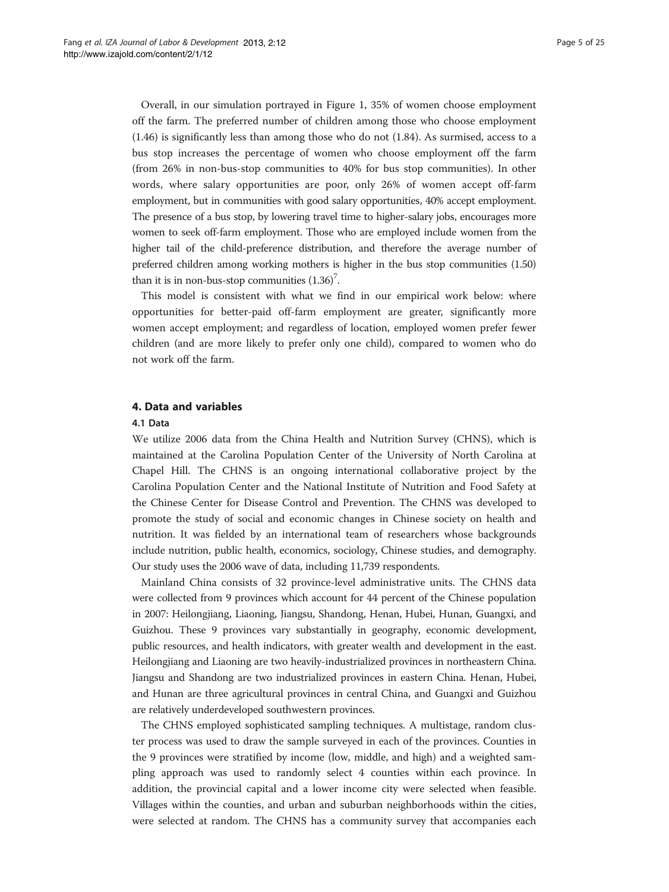Overall, in our simulation portrayed in Figure 1, 35% of women choose employment off the farm. The preferred number of children among those who choose employment (1.46) is significantly less than among those who do not (1.84). As surmised, access to a bus stop increases the percentage of women who choose employment off the farm (from 26% in non-bus-stop communities to 40% for bus stop communities). In other words, where salary opportunities are poor, only 26% of women accept off-farm employment, but in communities with good salary opportunities, 40% accept employment. The presence of a bus stop, by lowering travel time to higher-salary jobs, encourages more women to seek off-farm employment. Those who are employed include women from the higher tail of the child-preference distribution, and therefore the average number of preferred children among working mothers is higher in the bus stop communities (1.50) than it is in non-bus-stop communities (1.36)[7].

This model is consistent with what we find in our empirical work below: where opportunities for better-paid off-farm employment are greater, significantly more women accept employment; and regardless of location, employed women prefer fewer children (and are more likely to prefer only one child), compared to women who do not work off the farm.

## 4. Data and variables

### 4.1 Data

We utilize 2006 data from the China Health and Nutrition Survey (CHNS), which is maintained at the Carolina Population Center of the University of North Carolina at Chapel Hill. The CHNS is an ongoing international collaborative project by the Carolina Population Center and the National Institute of Nutrition and Food Safety at the Chinese Center for Disease Control and Prevention. The CHNS was developed to promote the study of social and economic changes in Chinese society on health and nutrition. It was fielded by an international team of researchers whose backgrounds include nutrition, public health, economics, sociology, Chinese studies, and demography. Our study uses the 2006 wave of data, including 11,739 respondents.

Mainland China consists of 32 province-level administrative units. The CHNS data were collected from 9 provinces which account for 44 percent of the Chinese population in 2007: Heilongjiang, Liaoning, Jiangsu, Shandong, Henan, Hubei, Hunan, Guangxi, and Guizhou. These 9 provinces vary substantially in geography, economic development, public resources, and health indicators, with greater wealth and development in the east. Heilongjiang and Liaoning are two heavily-industrialized provinces in northeastern China. Jiangsu and Shandong are two industrialized provinces in eastern China. Henan, Hubei, and Hunan are three agricultural provinces in central China, and Guangxi and Guizhou are relatively underdeveloped southwestern provinces.

The CHNS employed sophisticated sampling techniques. A multistage, random cluster process was used to draw the sample surveyed in each of the provinces. Counties in the 9 provinces were stratified by income (low, middle, and high) and a weighted sampling approach was used to randomly select 4 counties within each province. In addition, the provincial capital and a lower income city were selected when feasible. Villages within the counties, and urban and suburban neighborhoods within the cities, were selected at random. The CHNS has a community survey that accompanies each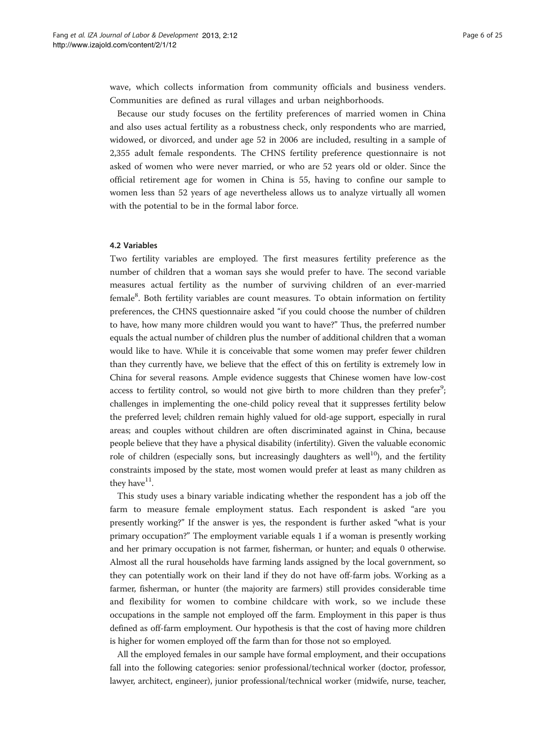wave, which collects information from community officials and business venders. Communities are defined as rural villages and urban neighborhoods.

Because our study focuses on the fertility preferences of married women in China and also uses actual fertility as a robustness check, only respondents who are married, widowed, or divorced, and under age 52 in 2006 are included, resulting in a sample of 2,355 adult female respondents. The CHNS fertility preference questionnaire is not asked of women who were never married, or who are 52 years old or older. Since the official retirement age for women in China is 55, having to confine our sample to women less than 52 years of age nevertheless allows us to analyze virtually all women with the potential to be in the formal labor force.

### 4.2 Variables

Two fertility variables are employed. The first measures fertility preference as the number of children that a woman says she would prefer to have. The second variable measures actual fertility as the number of surviving children of an ever-married female[8]. Both fertility variables are count measures. To obtain information on fertility preferences, the CHNS questionnaire asked "if you could choose the number of children to have, how many more children would you want to have?" Thus, the preferred number equals the actual number of children plus the number of additional children that a woman would like to have. While it is conceivable that some women may prefer fewer children than they currently have, we believe that the effect of this on fertility is extremely low in China for several reasons. Ample evidence suggests that Chinese women have low-cost access to fertility control, so would not give birth to more children than they prefer[9]; challenges in implementing the one-child policy reveal that it suppresses fertility below the preferred level; children remain highly valued for old-age support, especially in rural areas; and couples without children are often discriminated against in China, because people believe that they have a physical disability (infertility). Given the valuable economic role of children (especially sons, but increasingly daughters as well[10]), and the fertility constraints imposed by the state, most women would prefer at least as many children as they have[11].

This study uses a binary variable indicating whether the respondent has a job off the farm to measure female employment status. Each respondent is asked "are you presently working?" If the answer is yes, the respondent is further asked "what is your primary occupation?" The employment variable equals 1 if a woman is presently working and her primary occupation is not farmer, fisherman, or hunter; and equals 0 otherwise. Almost all the rural households have farming lands assigned by the local government, so they can potentially work on their land if they do not have off-farm jobs. Working as a farmer, fisherman, or hunter (the majority are farmers) still provides considerable time and flexibility for women to combine childcare with work, so we include these occupations in the sample not employed off the farm. Employment in this paper is thus defined as off-farm employment. Our hypothesis is that the cost of having more children is higher for women employed off the farm than for those not so employed.

All the employed females in our sample have formal employment, and their occupations fall into the following categories: senior professional/technical worker (doctor, professor, lawyer, architect, engineer), junior professional/technical worker (midwife, nurse, teacher,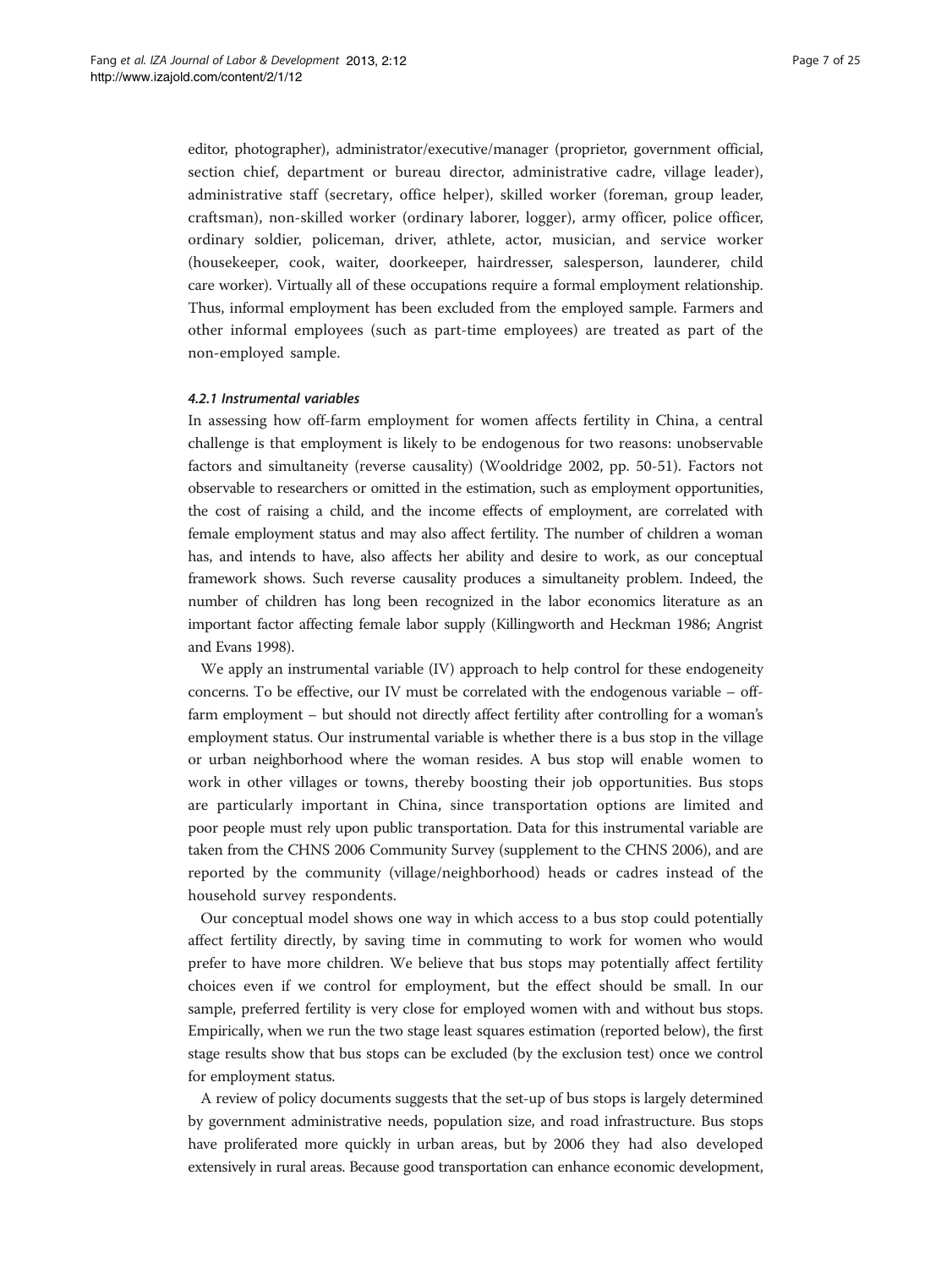editor, photographer), administrator/executive/manager (proprietor, government official, section chief, department or bureau director, administrative cadre, village leader), administrative staff (secretary, office helper), skilled worker (foreman, group leader, craftsman), non-skilled worker (ordinary laborer, logger), army officer, police officer, ordinary soldier, policeman, driver, athlete, actor, musician, and service worker (housekeeper, cook, waiter, doorkeeper, hairdresser, salesperson, launderer, child care worker). Virtually all of these occupations require a formal employment relationship. Thus, informal employment has been excluded from the employed sample. Farmers and other informal employees (such as part-time employees) are treated as part of the non-employed sample.

#### *4.2.1 Instrumental variables*

In assessing how off-farm employment for women affects fertility in China, a central challenge is that employment is likely to be endogenous for two reasons: unobservable factors and simultaneity (reverse causality) (Wooldridge 2002, pp. 50-51). Factors not observable to researchers or omitted in the estimation, such as employment opportunities, the cost of raising a child, and the income effects of employment, are correlated with female employment status and may also affect fertility. The number of children a woman has, and intends to have, also affects her ability and desire to work, as our conceptual framework shows. Such reverse causality produces a simultaneity problem. Indeed, the number of children has long been recognized in the labor economics literature as an important factor affecting female labor supply (Killingworth and Heckman 1986; Angrist and Evans 1998).

We apply an instrumental variable (IV) approach to help control for these endogeneity concerns. To be effective, our IV must be correlated with the endogenous variable – off-farm employment – but should not directly affect fertility after controlling for a woman's employment status. Our instrumental variable is whether there is a bus stop in the village or urban neighborhood where the woman resides. A bus stop will enable women to work in other villages or towns, thereby boosting their job opportunities. Bus stops are particularly important in China, since transportation options are limited and poor people must rely upon public transportation. Data for this instrumental variable are taken from the CHNS 2006 Community Survey (supplement to the CHNS 2006), and are reported by the community (village/neighborhood) heads or cadres instead of the household survey respondents.

Our conceptual model shows one way in which access to a bus stop could potentially affect fertility directly, by saving time in commuting to work for women who would prefer to have more children. We believe that bus stops may potentially affect fertility choices even if we control for employment, but the effect should be small. In our sample, preferred fertility is very close for employed women with and without bus stops. Empirically, when we run the two stage least squares estimation (reported below), the first stage results show that bus stops can be excluded (by the exclusion test) once we control for employment status.

A review of policy documents suggests that the set-up of bus stops is largely determined by government administrative needs, population size, and road infrastructure. Bus stops have proliferated more quickly in urban areas, but by 2006 they had also developed extensively in rural areas. Because good transportation can enhance economic development,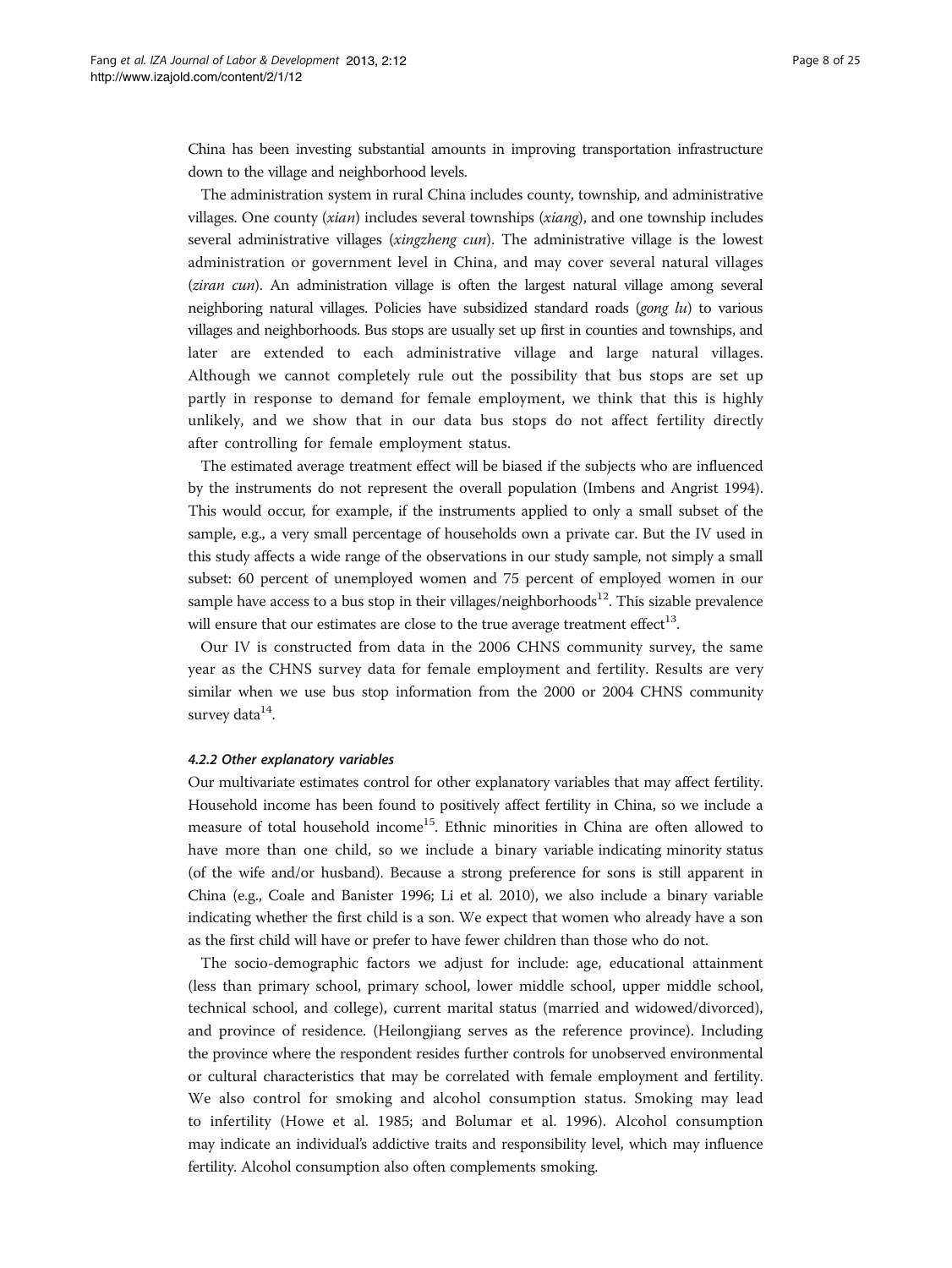China has been investing substantial amounts in improving transportation infrastructure down to the village and neighborhood levels.

The administration system in rural China includes county, township, and administrative villages. One county (*xian*) includes several townships (*xiang*), and one township includes several administrative villages (*xingzheng cun*). The administrative village is the lowest administration or government level in China, and may cover several natural villages (*ziran cun*). An administration village is often the largest natural village among several neighboring natural villages. Policies have subsidized standard roads (*gong lu*) to various villages and neighborhoods. Bus stops are usually set up first in counties and townships, and later are extended to each administrative village and large natural villages. Although we cannot completely rule out the possibility that bus stops are set up partly in response to demand for female employment, we think that this is highly unlikely, and we show that in our data bus stops do not affect fertility directly after controlling for female employment status.

The estimated average treatment effect will be biased if the subjects who are influenced by the instruments do not represent the overall population (Imbens and Angrist 1994). This would occur, for example, if the instruments applied to only a small subset of the sample, e.g., a very small percentage of households own a private car. But the IV used in this study affects a wide range of the observations in our study sample, not simply a small subset: 60 percent of unemployed women and 75 percent of employed women in our sample have access to a bus stop in their villages/neighborhoods[12]. This sizable prevalence will ensure that our estimates are close to the true average treatment effect[13].

Our IV is constructed from data in the 2006 CHNS community survey, the same year as the CHNS survey data for female employment and fertility. Results are very similar when we use bus stop information from the 2000 or 2004 CHNS community survey data[14].

#### *4.2.2 Other explanatory variables*

Our multivariate estimates control for other explanatory variables that may affect fertility. Household income has been found to positively affect fertility in China, so we include a measure of total household income[15]. Ethnic minorities in China are often allowed to have more than one child, so we include a binary variable indicating minority status (of the wife and/or husband). Because a strong preference for sons is still apparent in China (e.g., Coale and Banister 1996; Li et al. 2010), we also include a binary variable indicating whether the first child is a son. We expect that women who already have a son as the first child will have or prefer to have fewer children than those who do not.

The socio-demographic factors we adjust for include: age, educational attainment (less than primary school, primary school, lower middle school, upper middle school, technical school, and college), current marital status (married and widowed/divorced), and province of residence. (Heilongjiang serves as the reference province). Including the province where the respondent resides further controls for unobserved environmental or cultural characteristics that may be correlated with female employment and fertility. We also control for smoking and alcohol consumption status. Smoking may lead to infertility (Howe et al. 1985; and Bolumar et al. 1996). Alcohol consumption may indicate an individual's addictive traits and responsibility level, which may influence fertility. Alcohol consumption also often complements smoking.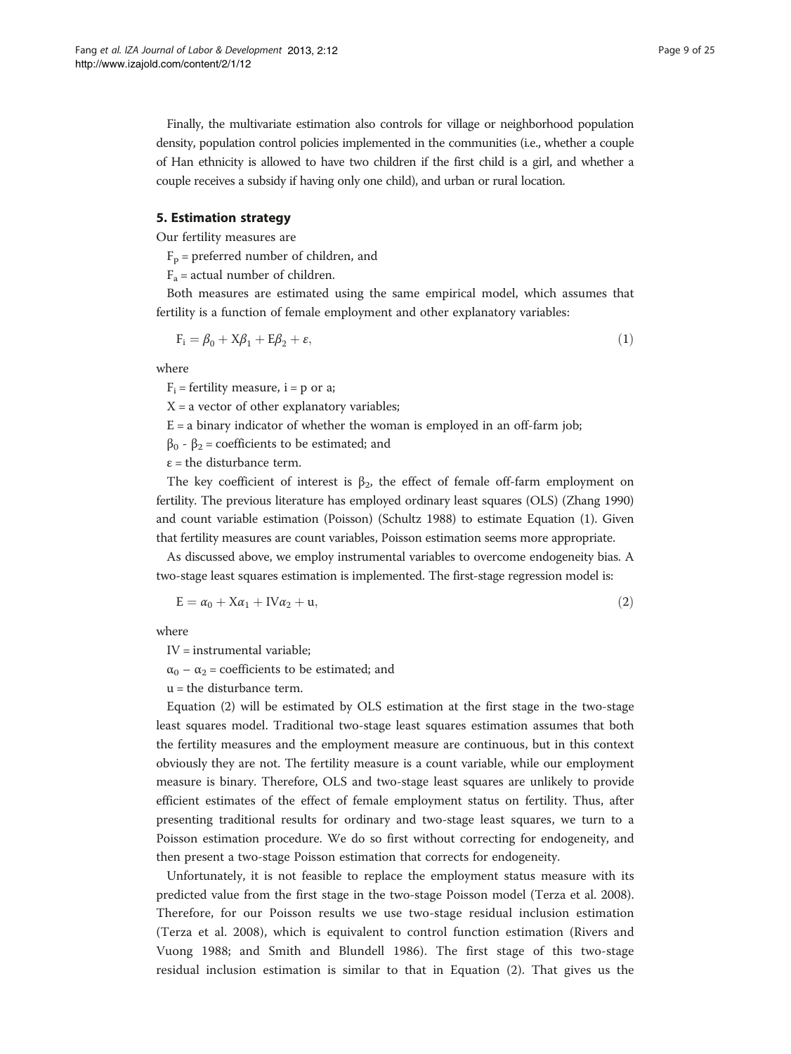Finally, the multivariate estimation also controls for village or neighborhood population density, population control policies implemented in the communities (i.e., whether a couple of Han ethnicity is allowed to have two children if the first child is a girl, and whether a couple receives a subsidy if having only one child), and urban or rural location.

## 5. Estimation strategy

Our fertility measures are

$F_p$ = preferred number of children, and

$F_a$ = actual number of children.

Both measures are estimated using the same empirical model, which assumes that fertility is a function of female employment and other explanatory variables:

$$F_i = \beta_0 + X\beta_1 + E\beta_2 + \varepsilon, \tag{1}$$

where

$F_i$ = fertility measure, i = p or a;

X = a vector of other explanatory variables;

E = a binary indicator of whether the woman is employed in an off-farm job;

$\beta_0$ - $\beta_2$ = coefficients to be estimated; and

$\varepsilon$ = the disturbance term.

The key coefficient of interest is $\beta_2$, the effect of female off-farm employment on fertility. The previous literature has employed ordinary least squares (OLS) (Zhang 1990) and count variable estimation (Poisson) (Schultz 1988) to estimate Equation (1). Given that fertility measures are count variables, Poisson estimation seems more appropriate.

As discussed above, we employ instrumental variables to overcome endogeneity bias. A two-stage least squares estimation is implemented. The first-stage regression model is:

$$E = \alpha_0 + X\alpha_1 + IV\alpha_2 + u, \tag{2}$$

where

IV = instrumental variable;

$\alpha_0 - \alpha_2$ = coefficients to be estimated; and

u = the disturbance term.

Equation (2) will be estimated by OLS estimation at the first stage in the two-stage least squares model. Traditional two-stage least squares estimation assumes that both the fertility measures and the employment measure are continuous, but in this context obviously they are not. The fertility measure is a count variable, while our employment measure is binary. Therefore, OLS and two-stage least squares are unlikely to provide efficient estimates of the effect of female employment status on fertility. Thus, after presenting traditional results for ordinary and two-stage least squares, we turn to a Poisson estimation procedure. We do so first without correcting for endogeneity, and then present a two-stage Poisson estimation that corrects for endogeneity.

Unfortunately, it is not feasible to replace the employment status measure with its predicted value from the first stage in the two-stage Poisson model (Terza et al. 2008). Therefore, for our Poisson results we use two-stage residual inclusion estimation (Terza et al. 2008), which is equivalent to control function estimation (Rivers and Vuong 1988; and Smith and Blundell 1986). The first stage of this two-stage residual inclusion estimation is similar to that in Equation (2). That gives us the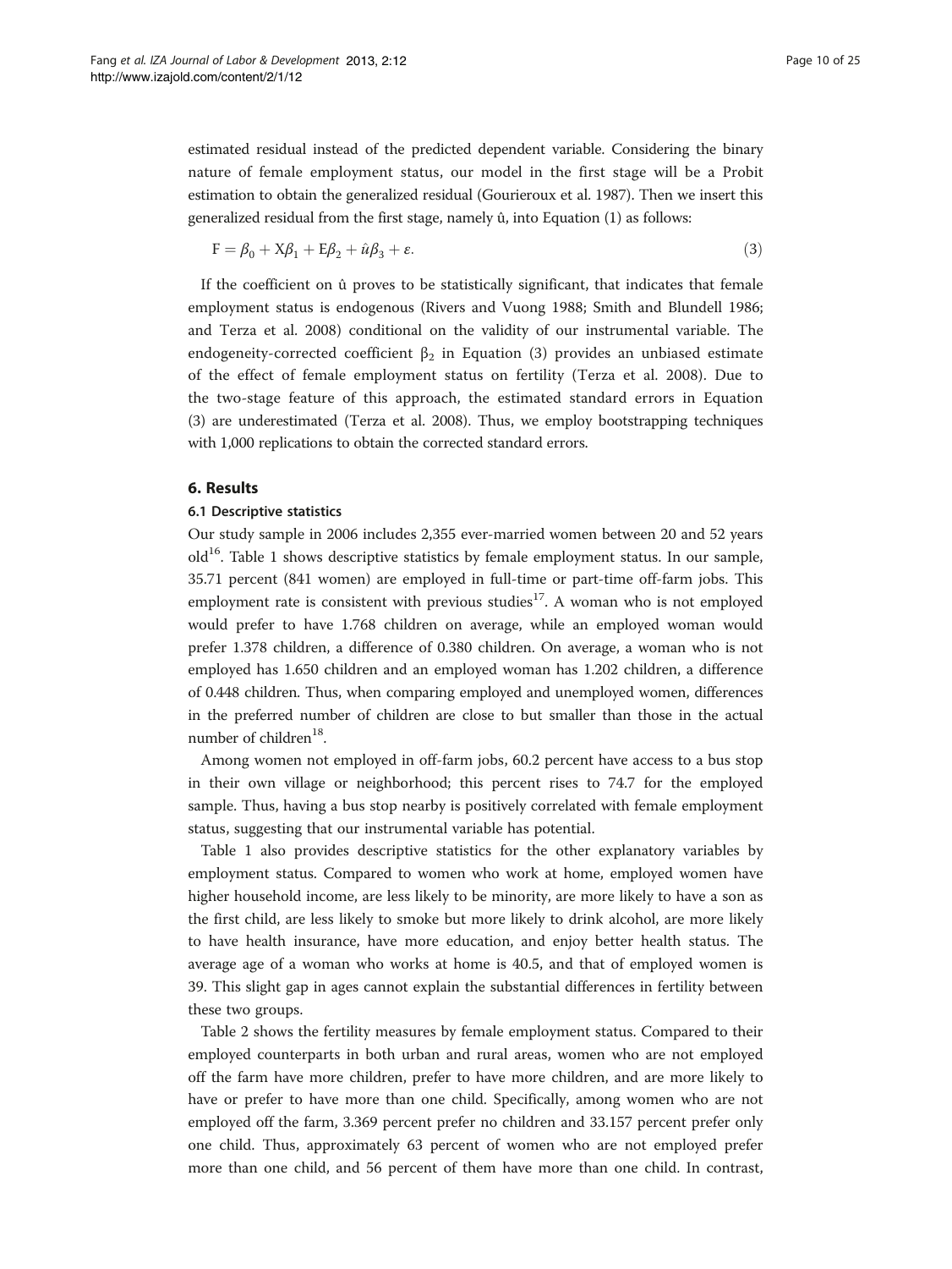estimated residual instead of the predicted dependent variable. Considering the binary nature of female employment status, our model in the first stage will be a Probit estimation to obtain the generalized residual (Gourieroux et al. 1987). Then we insert this generalized residual from the first stage, namely $\hat{u}$, into Equation (1) as follows:

$$F = \beta_0 + X\beta_1 + E\beta_2 + \hat{u}\beta_3 + \varepsilon. \tag{3}$$

If the coefficient on $\hat{u}$ proves to be statistically significant, that indicates that female employment status is endogenous (Rivers and Vuong 1988; Smith and Blundell 1986; and Terza et al. 2008) conditional on the validity of our instrumental variable. The endogeneity-corrected coefficient $\beta_2$ in Equation (3) provides an unbiased estimate of the effect of female employment status on fertility (Terza et al. 2008). Due to the two-stage feature of this approach, the estimated standard errors in Equation (3) are underestimated (Terza et al. 2008). Thus, we employ bootstrapping techniques with 1,000 replications to obtain the corrected standard errors.

## 6. Results

### 6.1 Descriptive statistics

Our study sample in 2006 includes 2,355 ever-married women between 20 and 52 years old[16]. Table 1 shows descriptive statistics by female employment status. In our sample, 35.71 percent (841 women) are employed in full-time or part-time off-farm jobs. This employment rate is consistent with previous studies[17]. A woman who is not employed would prefer to have 1.768 children on average, while an employed woman would prefer 1.378 children, a difference of 0.380 children. On average, a woman who is not employed has 1.650 children and an employed woman has 1.202 children, a difference of 0.448 children. Thus, when comparing employed and unemployed women, differences in the preferred number of children are close to but smaller than those in the actual number of children[18].

Among women not employed in off-farm jobs, 60.2 percent have access to a bus stop in their own village or neighborhood; this percent rises to 74.7 for the employed sample. Thus, having a bus stop nearby is positively correlated with female employment status, suggesting that our instrumental variable has potential.

Table 1 also provides descriptive statistics for the other explanatory variables by employment status. Compared to women who work at home, employed women have higher household income, are less likely to be minority, are more likely to have a son as the first child, are less likely to smoke but more likely to drink alcohol, are more likely to have health insurance, have more education, and enjoy better health status. The average age of a woman who works at home is 40.5, and that of employed women is 39. This slight gap in ages cannot explain the substantial differences in fertility between these two groups.

Table 2 shows the fertility measures by female employment status. Compared to their employed counterparts in both urban and rural areas, women who are not employed off the farm have more children, prefer to have more children, and are more likely to have or prefer to have more than one child. Specifically, among women who are not employed off the farm, 3.369 percent prefer no children and 33.157 percent prefer only one child. Thus, approximately 63 percent of women who are not employed prefer more than one child, and 56 percent of them have more than one child. In contrast,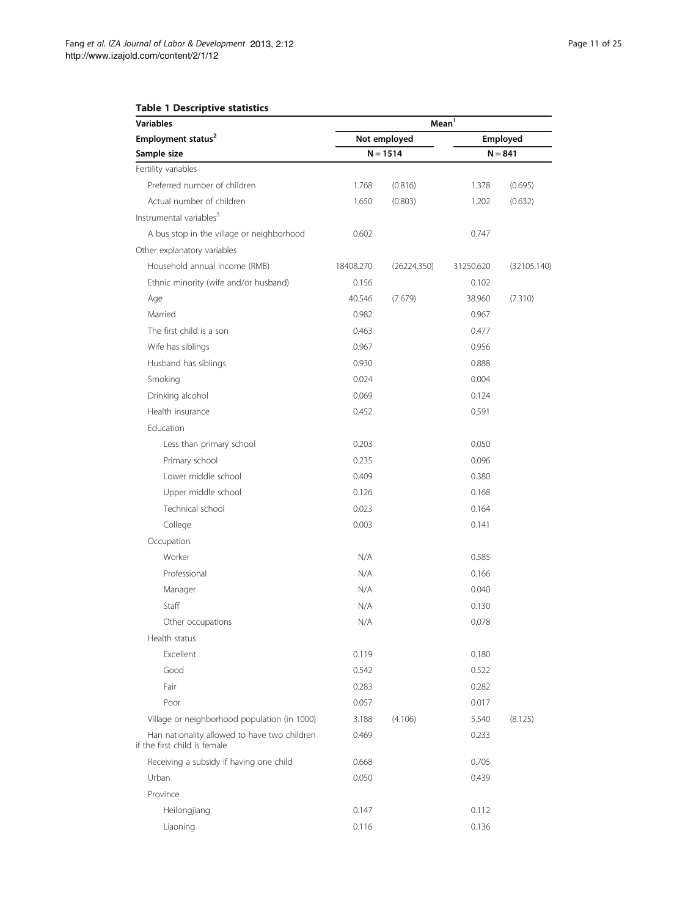**Table 1 Descriptive statistics**

| Variables | Mean[1] | | | |
|---|---|---|---|---|
| Employment status[2] | Not employed | | Employed | |
| Sample size | N = 1514 | | N = 841 | |
| Fertility variables | | | | |
| Preferred number of children | 1.768 | (0.816) | 1.378 | (0.695) |
| Actual number of children | 1.650 | (0.803) | 1.202 | (0.632) |
| Instrumental variables[3] | | | | |
| A bus stop in the village or neighborhood | 0.602 | | 0.747 | |
| Other explanatory variables | | | | |
| Household annual income (RMB) | 18408.270 | (26224.350) | 31250.620 | (32105.140) |
| Ethnic minority (wife and/or husband) | 0.156 | | 0.102 | |
| Age | 40.546 | (7.679) | 38.960 | (7.310) |
| Married | 0.982 | | 0.967 | |
| The first child is a son | 0.463 | | 0.477 | |
| Wife has siblings | 0.967 | | 0.956 | |
| Husband has siblings | 0.930 | | 0.888 | |
| Smoking | 0.024 | | 0.004 | |
| Drinking alcohol | 0.069 | | 0.124 | |
| Health insurance | 0.452 | | 0.591 | |
| Education | | | | |
| Less than primary school | 0.203 | | 0.050 | |
| Primary school | 0.235 | | 0.096 | |
| Lower middle school | 0.409 | | 0.380 | |
| Upper middle school | 0.126 | | 0.168 | |
| Technical school | 0.023 | | 0.164 | |
| College | 0.003 | | 0.141 | |
| Occupation | | | | |
| Worker | N/A | | 0.585 | |
| Professional | N/A | | 0.166 | |
| Manager | N/A | | 0.040 | |
| Staff | N/A | | 0.130 | |
| Other occupations | N/A | | 0.078 | |
| Health status | | | | |
| Excellent | 0.119 | | 0.180 | |
| Good | 0.542 | | 0.522 | |
| Fair | 0.283 | | 0.282 | |
| Poor | 0.057 | | 0.017 | |
| Village or neighborhood population (in 1000) | 3.188 | (4.106) | 5.540 | (8.125) |
| Han nationality allowed to have two children if the first child is female | 0.469 | | 0.233 | |
| Receiving a subsidy if having one child | 0.668 | | 0.705 | |
| Urban | 0.050 | | 0.439 | |
| Province | | | | |
| Heilongjiang | 0.147 | | 0.112 | |
| Liaoning | 0.116 | | 0.136 | |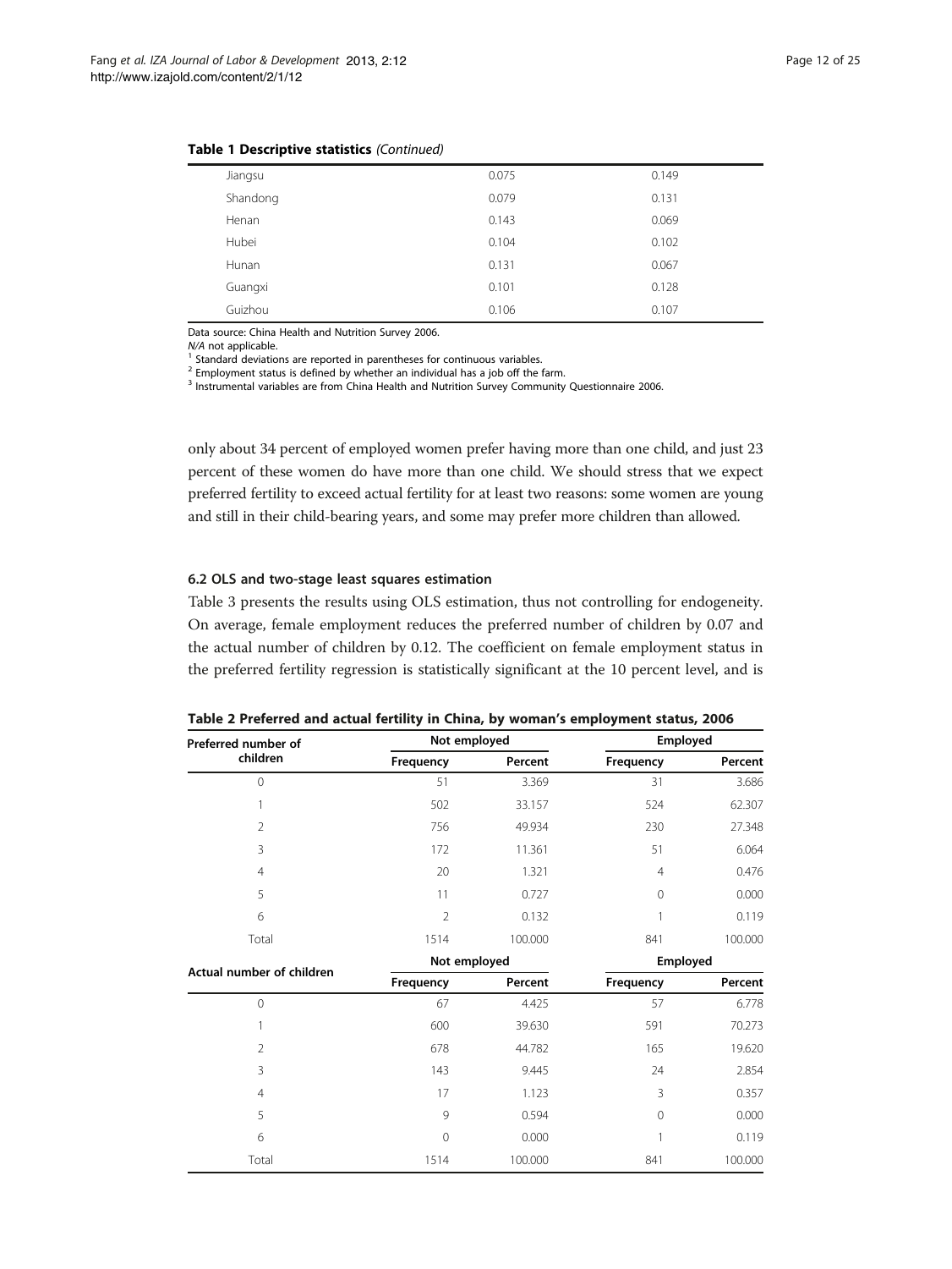**Table 1 Descriptive statistics** *(Continued)*

| | | |
|---|---|---|
| Jiangsu | 0.075 | 0.149 |
| Shandong | 0.079 | 0.131 |
| Henan | 0.143 | 0.069 |
| Hubei | 0.104 | 0.102 |
| Hunan | 0.131 | 0.067 |
| Guangxi | 0.101 | 0.128 |
| Guizhou | 0.106 | 0.107 |

Data source: China Health and Nutrition Survey 2006.

*N/A* not applicable.

[1] Standard deviations are reported in parentheses for continuous variables.

[2] Employment status is defined by whether an individual has a job off the farm.

[3] Instrumental variables are from China Health and Nutrition Survey Community Questionnaire 2006.

only about 34 percent of employed women prefer having more than one child, and just 23 percent of these women do have more than one child. We should stress that we expect preferred fertility to exceed actual fertility for at least two reasons: some women are young and still in their child-bearing years, and some may prefer more children than allowed.

### 6.2 OLS and two-stage least squares estimation

Table 3 presents the results using OLS estimation, thus not controlling for endogeneity. On average, female employment reduces the preferred number of children by 0.07 and the actual number of children by 0.12. The coefficient on female employment status in the preferred fertility regression is statistically significant at the 10 percent level, and is

**Table 2 Preferred and actual fertility in China, by woman's employment status, 2006**

| Preferred number of children | Not employed | | Employed | |
|---|---|---|---|---|
| | Frequency | Percent | Frequency | Percent |
| 0 | 51 | 3.369 | 31 | 3.686 |
| 1 | 502 | 33.157 | 524 | 62.307 |
| 2 | 756 | 49.934 | 230 | 27.348 |
| 3 | 172 | 11.361 | 51 | 6.064 |
| 4 | 20 | 1.321 | 4 | 0.476 |
| 5 | 11 | 0.727 | 0 | 0.000 |
| 6 | 2 | 0.132 | 1 | 0.119 |
| Total | 1514 | 100.000 | 841 | 100.000 |
| **Actual number of children** | **Not employed** | | **Employed** | |
| | Frequency | Percent | Frequency | Percent |
| 0 | 67 | 4.425 | 57 | 6.778 |
| 1 | 600 | 39.630 | 591 | 70.273 |
| 2 | 678 | 44.782 | 165 | 19.620 |
| 3 | 143 | 9.445 | 24 | 2.854 |
| 4 | 17 | 1.123 | 3 | 0.357 |
| 5 | 9 | 0.594 | 0 | 0.000 |
| 6 | 0 | 0.000 | 1 | 0.119 |
| Total | 1514 | 100.000 | 841 | 100.000 |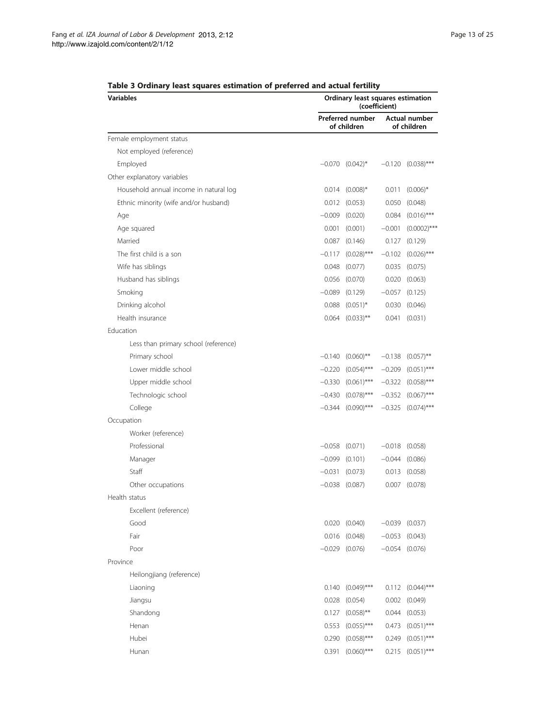**Table 3 Ordinary least squares estimation of preferred and actual fertility**

| Variables | Ordinary least squares estimation (coefficient) | | | |
|---|---|---|---|---|
| | Preferred number of children | | Actual number of children | |
| Female employment status | | | | |
| Not employed (reference) | | | | |
| Employed | −0.070 | (0.042)* | −0.120 | (0.038)*** |
| Other explanatory variables | | | | |
| Household annual income in natural log | 0.014 | (0.008)* | 0.011 | (0.006)* |
| Ethnic minority (wife and/or husband) | 0.012 | (0.053) | 0.050 | (0.048) |
| Age | −0.009 | (0.020) | 0.084 | (0.016)*** |
| Age squared | 0.001 | (0.001) | −0.001 | (0.0002)*** |
| Married | 0.087 | (0.146) | 0.127 | (0.129) |
| The first child is a son | −0.117 | (0.028)*** | −0.102 | (0.026)*** |
| Wife has siblings | 0.048 | (0.077) | 0.035 | (0.075) |
| Husband has siblings | 0.056 | (0.070) | 0.020 | (0.063) |
| Smoking | −0.089 | (0.129) | −0.057 | (0.125) |
| Drinking alcohol | 0.088 | (0.051)* | 0.030 | (0.046) |
| Health insurance | 0.064 | (0.033)** | 0.041 | (0.031) |
| Education | | | | |
| Less than primary school (reference) | | | | |
| Primary school | −0.140 | (0.060)** | −0.138 | (0.057)** |
| Lower middle school | −0.220 | (0.054)*** | −0.209 | (0.051)*** |
| Upper middle school | −0.330 | (0.061)*** | −0.322 | (0.058)*** |
| Technologic school | −0.430 | (0.078)*** | −0.352 | (0.067)*** |
| College | −0.344 | (0.090)*** | −0.325 | (0.074)*** |
| Occupation | | | | |
| Worker (reference) | | | | |
| Professional | −0.058 | (0.071) | −0.018 | (0.058) |
| Manager | −0.099 | (0.101) | −0.044 | (0.086) |
| Staff | −0.031 | (0.073) | 0.013 | (0.058) |
| Other occupations | −0.038 | (0.087) | 0.007 | (0.078) |
| Health status | | | | |
| Excellent (reference) | | | | |
| Good | 0.020 | (0.040) | −0.039 | (0.037) |
| Fair | 0.016 | (0.048) | −0.053 | (0.043) |
| Poor | −0.029 | (0.076) | −0.054 | (0.076) |
| Province | | | | |
| Heilongjiang (reference) | | | | |
| Liaoning | 0.140 | (0.049)*** | 0.112 | (0.044)*** |
| Jiangsu | 0.028 | (0.054) | 0.002 | (0.049) |
| Shandong | 0.127 | (0.058)** | 0.044 | (0.053) |
| Henan | 0.553 | (0.055)*** | 0.473 | (0.051)*** |
| Hubei | 0.290 | (0.058)*** | 0.249 | (0.051)*** |
| Hunan | 0.391 | (0.060)*** | 0.215 | (0.051)*** |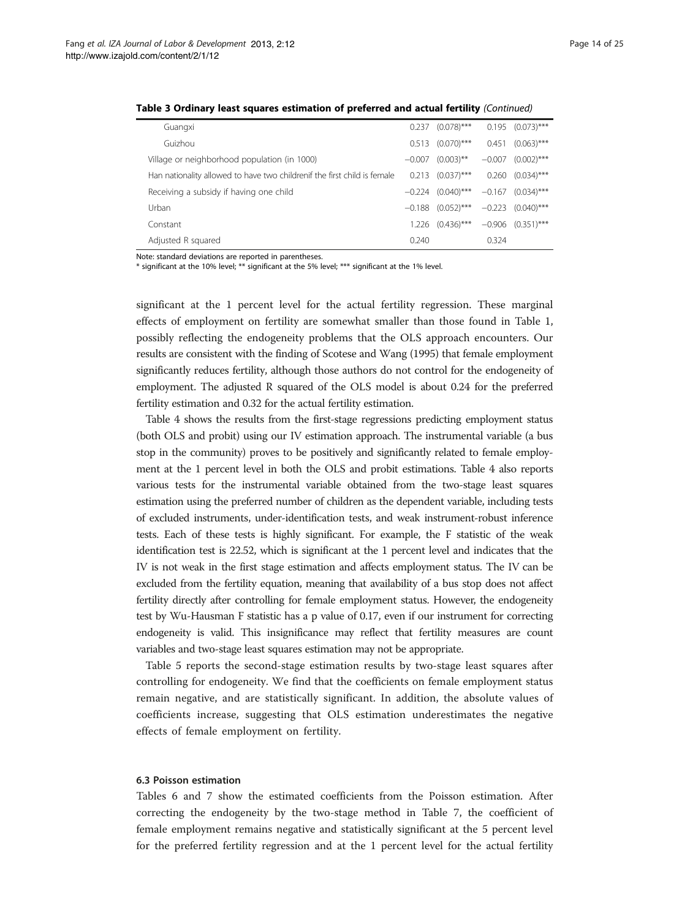**Table 3 Ordinary least squares estimation of preferred and actual fertility** *(Continued)*

| | | | | |
|---|---|---|---|---|
| Guangxi | 0.237 | (0.078)*** | 0.195 | (0.073)*** |
| Guizhou | 0.513 | (0.070)*** | 0.451 | (0.063)*** |
| Village or neighborhood population (in 1000) | −0.007 | (0.003)** | −0.007 | (0.002)*** |
| Han nationality allowed to have two childrenif the first child is female | 0.213 | (0.037)*** | 0.260 | (0.034)*** |
| Receiving a subsidy if having one child | −0.224 | (0.040)*** | −0.167 | (0.034)*** |
| Urban | −0.188 | (0.052)*** | −0.223 | (0.040)*** |
| Constant | 1.226 | (0.436)*** | −0.906 | (0.351)*** |
| Adjusted R squared | 0.240 | | 0.324 | |

Note: standard deviations are reported in parentheses.
* significant at the 10% level; ** significant at the 5% level; *** significant at the 1% level.

significant at the 1 percent level for the actual fertility regression. These marginal effects of employment on fertility are somewhat smaller than those found in Table 1, possibly reflecting the endogeneity problems that the OLS approach encounters. Our results are consistent with the finding of Scotese and Wang (1995) that female employment significantly reduces fertility, although those authors do not control for the endogeneity of employment. The adjusted R squared of the OLS model is about 0.24 for the preferred fertility estimation and 0.32 for the actual fertility estimation.

Table 4 shows the results from the first-stage regressions predicting employment status (both OLS and probit) using our IV estimation approach. The instrumental variable (a bus stop in the community) proves to be positively and significantly related to female employment at the 1 percent level in both the OLS and probit estimations. Table 4 also reports various tests for the instrumental variable obtained from the two-stage least squares estimation using the preferred number of children as the dependent variable, including tests of excluded instruments, under-identification tests, and weak instrument-robust inference tests. Each of these tests is highly significant. For example, the F statistic of the weak identification test is 22.52, which is significant at the 1 percent level and indicates that the IV is not weak in the first stage estimation and affects employment status. The IV can be excluded from the fertility equation, meaning that availability of a bus stop does not affect fertility directly after controlling for female employment status. However, the endogeneity test by Wu-Hausman F statistic has a p value of 0.17, even if our instrument for correcting endogeneity is valid. This insignificance may reflect that fertility measures are count variables and two-stage least squares estimation may not be appropriate.

Table 5 reports the second-stage estimation results by two-stage least squares after controlling for endogeneity. We find that the coefficients on female employment status remain negative, and are statistically significant. In addition, the absolute values of coefficients increase, suggesting that OLS estimation underestimates the negative effects of female employment on fertility.

### 6.3 Poisson estimation

Tables 6 and 7 show the estimated coefficients from the Poisson estimation. After correcting the endogeneity by the two-stage method in Table 7, the coefficient of female employment remains negative and statistically significant at the 5 percent level for the preferred fertility regression and at the 1 percent level for the actual fertility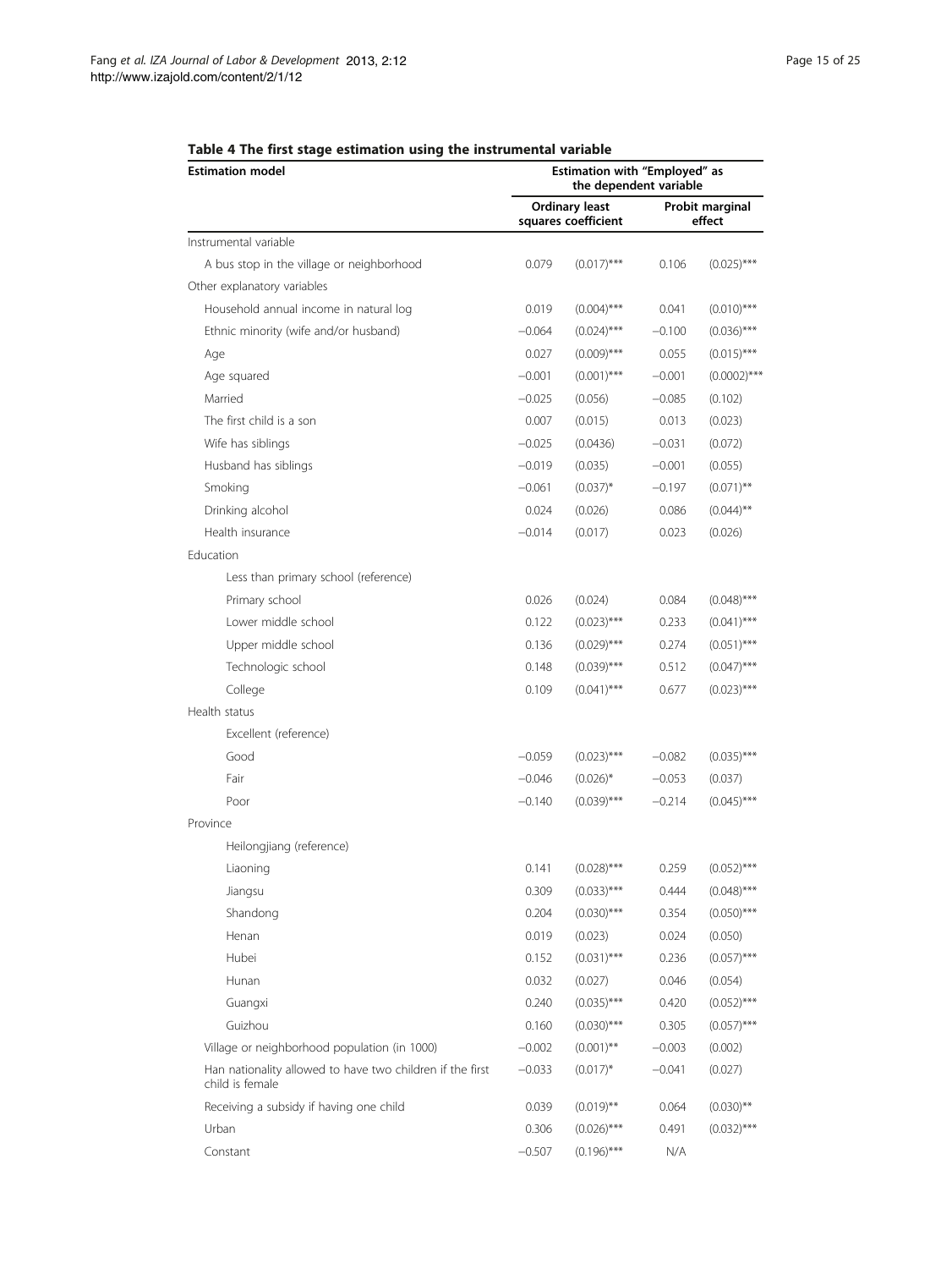**Table 4 The first stage estimation using the instrumental variable**

| Estimation model | Estimation with "Employed" as the dependent variable | | | |
|---|---|---|---|---|
| | Ordinary least squares coefficient | | Probit marginal effect | |
| Instrumental variable | | | | |
| A bus stop in the village or neighborhood | 0.079 | (0.017)*** | 0.106 | (0.025)*** |
| Other explanatory variables | | | | |
| Household annual income in natural log | 0.019 | (0.004)*** | 0.041 | (0.010)*** |
| Ethnic minority (wife and/or husband) | −0.064 | (0.024)*** | −0.100 | (0.036)*** |
| Age | 0.027 | (0.009)*** | 0.055 | (0.015)*** |
| Age squared | −0.001 | (0.001)*** | −0.001 | (0.0002)*** |
| Married | −0.025 | (0.056) | −0.085 | (0.102) |
| The first child is a son | 0.007 | (0.015) | 0.013 | (0.023) |
| Wife has siblings | −0.025 | (0.0436) | −0.031 | (0.072) |
| Husband has siblings | −0.019 | (0.035) | −0.001 | (0.055) |
| Smoking | −0.061 | (0.037)* | −0.197 | (0.071)** |
| Drinking alcohol | 0.024 | (0.026) | 0.086 | (0.044)** |
| Health insurance | −0.014 | (0.017) | 0.023 | (0.026) |
| Education | | | | |
| Less than primary school (reference) | | | | |
| Primary school | 0.026 | (0.024) | 0.084 | (0.048)*** |
| Lower middle school | 0.122 | (0.023)*** | 0.233 | (0.041)*** |
| Upper middle school | 0.136 | (0.029)*** | 0.274 | (0.051)*** |
| Technologic school | 0.148 | (0.039)*** | 0.512 | (0.047)*** |
| College | 0.109 | (0.041)*** | 0.677 | (0.023)*** |
| Health status | | | | |
| Excellent (reference) | | | | |
| Good | −0.059 | (0.023)*** | −0.082 | (0.035)*** |
| Fair | −0.046 | (0.026)* | −0.053 | (0.037) |
| Poor | −0.140 | (0.039)*** | −0.214 | (0.045)*** |
| Province | | | | |
| Heilongjiang (reference) | | | | |
| Liaoning | 0.141 | (0.028)*** | 0.259 | (0.052)*** |
| Jiangsu | 0.309 | (0.033)*** | 0.444 | (0.048)*** |
| Shandong | 0.204 | (0.030)*** | 0.354 | (0.050)*** |
| Henan | 0.019 | (0.023) | 0.024 | (0.050) |
| Hubei | 0.152 | (0.031)*** | 0.236 | (0.057)*** |
| Hunan | 0.032 | (0.027) | 0.046 | (0.054) |
| Guangxi | 0.240 | (0.035)*** | 0.420 | (0.052)*** |
| Guizhou | 0.160 | (0.030)*** | 0.305 | (0.057)*** |
| Village or neighborhood population (in 1000) | −0.002 | (0.001)** | −0.003 | (0.002) |
| Han nationality allowed to have two children if the first child is female | −0.033 | (0.017)* | −0.041 | (0.027) |
| Receiving a subsidy if having one child | 0.039 | (0.019)** | 0.064 | (0.030)** |
| Urban | 0.306 | (0.026)*** | 0.491 | (0.032)*** |
| Constant | −0.507 | (0.196)*** | N/A | |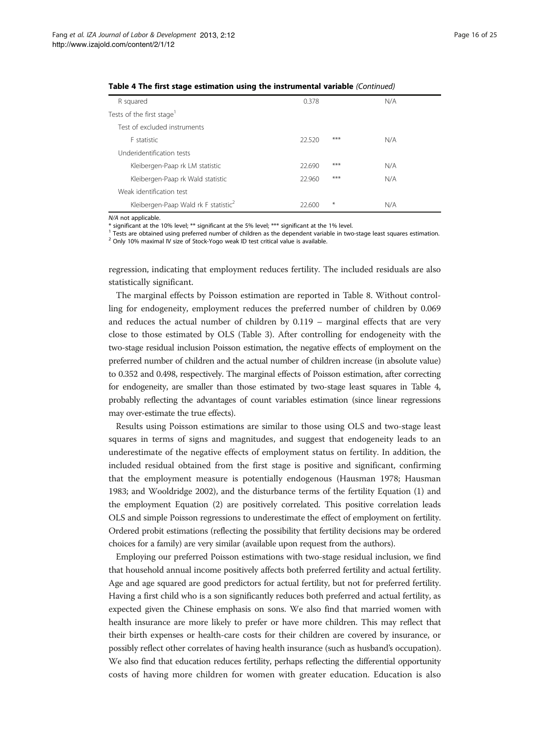**Table 4 The first stage estimation using the instrumental variable** *(Continued)*

| | | | |
|---|---|---|---|
| R squared | 0.378 | | N/A |
| Tests of the first stage[1] | | | |
| Test of excluded instruments | | | |
| F statistic | 22.520 | *** | N/A |
| Underidentification tests | | | |
| Kleibergen-Paap rk LM statistic | 22.690 | *** | N/A |
| Kleibergen-Paap rk Wald statistic | 22.960 | *** | N/A |
| Weak identification test | | | |
| Kleibergen-Paap Wald rk F statistic[2] | 22.600 | * | N/A |

*N/A* not applicable.
* significant at the 10% level; ** significant at the 5% level; *** significant at the 1% level.
[1] Tests are obtained using preferred number of children as the dependent variable in two-stage least squares estimation.
[2] Only 10% maximal IV size of Stock-Yogo weak ID test critical value is available.

regression, indicating that employment reduces fertility. The included residuals are also statistically significant.

The marginal effects by Poisson estimation are reported in Table 8. Without controlling for endogeneity, employment reduces the preferred number of children by 0.069 and reduces the actual number of children by 0.119 – marginal effects that are very close to those estimated by OLS (Table 3). After controlling for endogeneity with the two-stage residual inclusion Poisson estimation, the negative effects of employment on the preferred number of children and the actual number of children increase (in absolute value) to 0.352 and 0.498, respectively. The marginal effects of Poisson estimation, after correcting for endogeneity, are smaller than those estimated by two-stage least squares in Table 4, probably reflecting the advantages of count variables estimation (since linear regressions may over-estimate the true effects).

Results using Poisson estimations are similar to those using OLS and two-stage least squares in terms of signs and magnitudes, and suggest that endogeneity leads to an underestimate of the negative effects of employment status on fertility. In addition, the included residual obtained from the first stage is positive and significant, confirming that the employment measure is potentially endogenous (Hausman 1978; Hausman 1983; and Wooldridge 2002), and the disturbance terms of the fertility Equation (1) and the employment Equation (2) are positively correlated. This positive correlation leads OLS and simple Poisson regressions to underestimate the effect of employment on fertility. Ordered probit estimations (reflecting the possibility that fertility decisions may be ordered choices for a family) are very similar (available upon request from the authors).

Employing our preferred Poisson estimations with two-stage residual inclusion, we find that household annual income positively affects both preferred fertility and actual fertility. Age and age squared are good predictors for actual fertility, but not for preferred fertility. Having a first child who is a son significantly reduces both preferred and actual fertility, as expected given the Chinese emphasis on sons. We also find that married women with health insurance are more likely to prefer or have more children. This may reflect that their birth expenses or health-care costs for their children are covered by insurance, or possibly reflect other correlates of having health insurance (such as husband's occupation). We also find that education reduces fertility, perhaps reflecting the differential opportunity costs of having more children for women with greater education. Education is also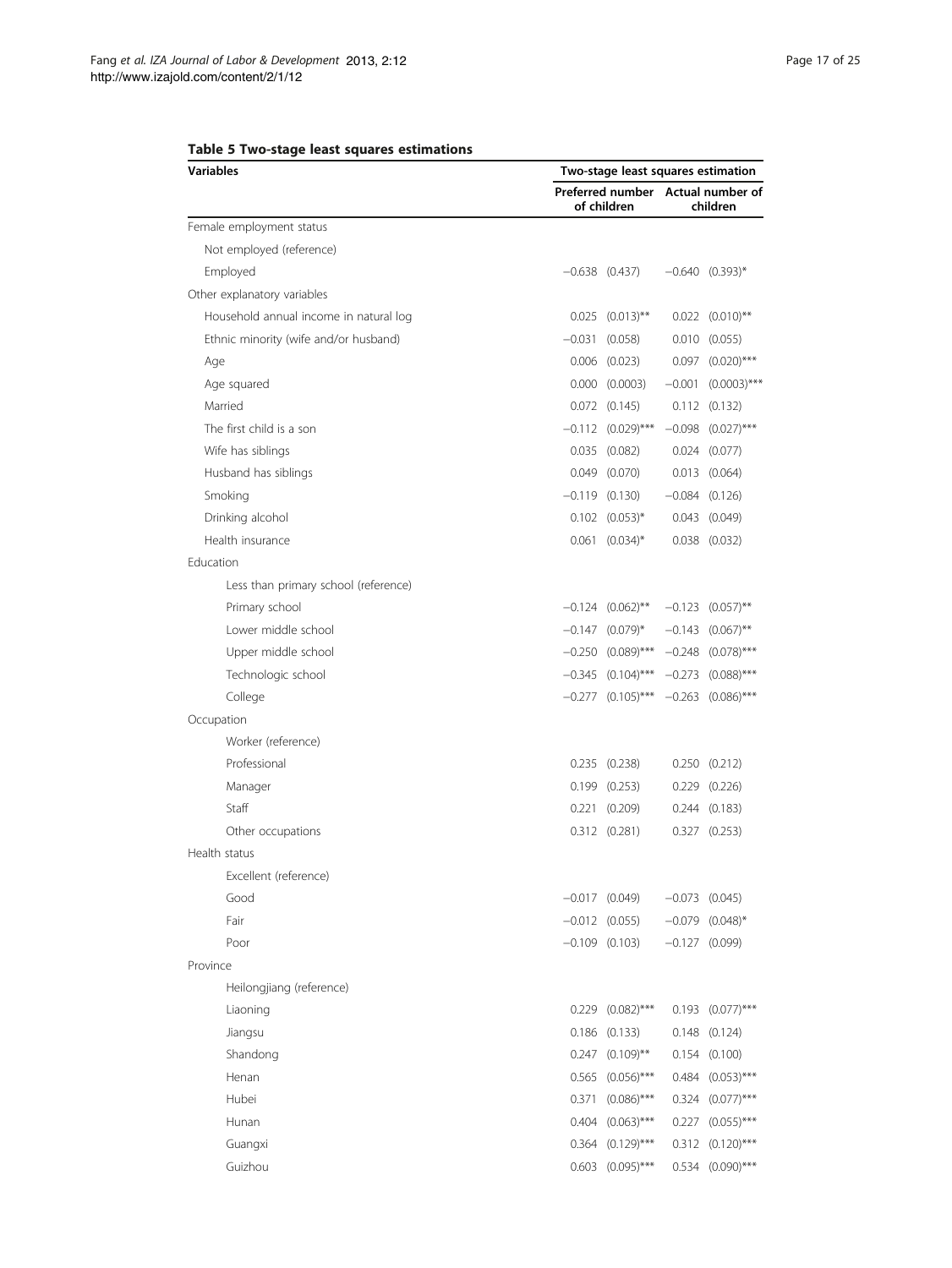**Table 5 Two-stage least squares estimations**

| Variables | Two-stage least squares estimation | | | |
|---|---|---|---|---|
| | Preferred number of children | | Actual number of children | |
| Female employment status | | | | |
| Not employed (reference) | | | | |
| Employed | −0.638 | (0.437) | −0.640 | (0.393)* |
| Other explanatory variables | | | | |
| Household annual income in natural log | 0.025 | (0.013)** | 0.022 | (0.010)** |
| Ethnic minority (wife and/or husband) | −0.031 | (0.058) | 0.010 | (0.055) |
| Age | 0.006 | (0.023) | 0.097 | (0.020)*** |
| Age squared | 0.000 | (0.0003) | −0.001 | (0.0003)*** |
| Married | 0.072 | (0.145) | 0.112 | (0.132) |
| The first child is a son | −0.112 | (0.029)*** | −0.098 | (0.027)*** |
| Wife has siblings | 0.035 | (0.082) | 0.024 | (0.077) |
| Husband has siblings | 0.049 | (0.070) | 0.013 | (0.064) |
| Smoking | −0.119 | (0.130) | −0.084 | (0.126) |
| Drinking alcohol | 0.102 | (0.053)* | 0.043 | (0.049) |
| Health insurance | 0.061 | (0.034)* | 0.038 | (0.032) |
| Education | | | | |
| Less than primary school (reference) | | | | |
| Primary school | −0.124 | (0.062)** | −0.123 | (0.057)** |
| Lower middle school | −0.147 | (0.079)* | −0.143 | (0.067)** |
| Upper middle school | −0.250 | (0.089)*** | −0.248 | (0.078)*** |
| Technologic school | −0.345 | (0.104)*** | −0.273 | (0.088)*** |
| College | −0.277 | (0.105)*** | −0.263 | (0.086)*** |
| Occupation | | | | |
| Worker (reference) | | | | |
| Professional | 0.235 | (0.238) | 0.250 | (0.212) |
| Manager | 0.199 | (0.253) | 0.229 | (0.226) |
| Staff | 0.221 | (0.209) | 0.244 | (0.183) |
| Other occupations | 0.312 | (0.281) | 0.327 | (0.253) |
| Health status | | | | |
| Excellent (reference) | | | | |
| Good | −0.017 | (0.049) | −0.073 | (0.045) |
| Fair | −0.012 | (0.055) | −0.079 | (0.048)* |
| Poor | −0.109 | (0.103) | −0.127 | (0.099) |
| Province | | | | |
| Heilongjiang (reference) | | | | |
| Liaoning | 0.229 | (0.082)*** | 0.193 | (0.077)*** |
| Jiangsu | 0.186 | (0.133) | 0.148 | (0.124) |
| Shandong | 0.247 | (0.109)** | 0.154 | (0.100) |
| Henan | 0.565 | (0.056)*** | 0.484 | (0.053)*** |
| Hubei | 0.371 | (0.086)*** | 0.324 | (0.077)*** |
| Hunan | 0.404 | (0.063)*** | 0.227 | (0.055)*** |
| Guangxi | 0.364 | (0.129)*** | 0.312 | (0.120)*** |
| Guizhou | 0.603 | (0.095)*** | 0.534 | (0.090)*** |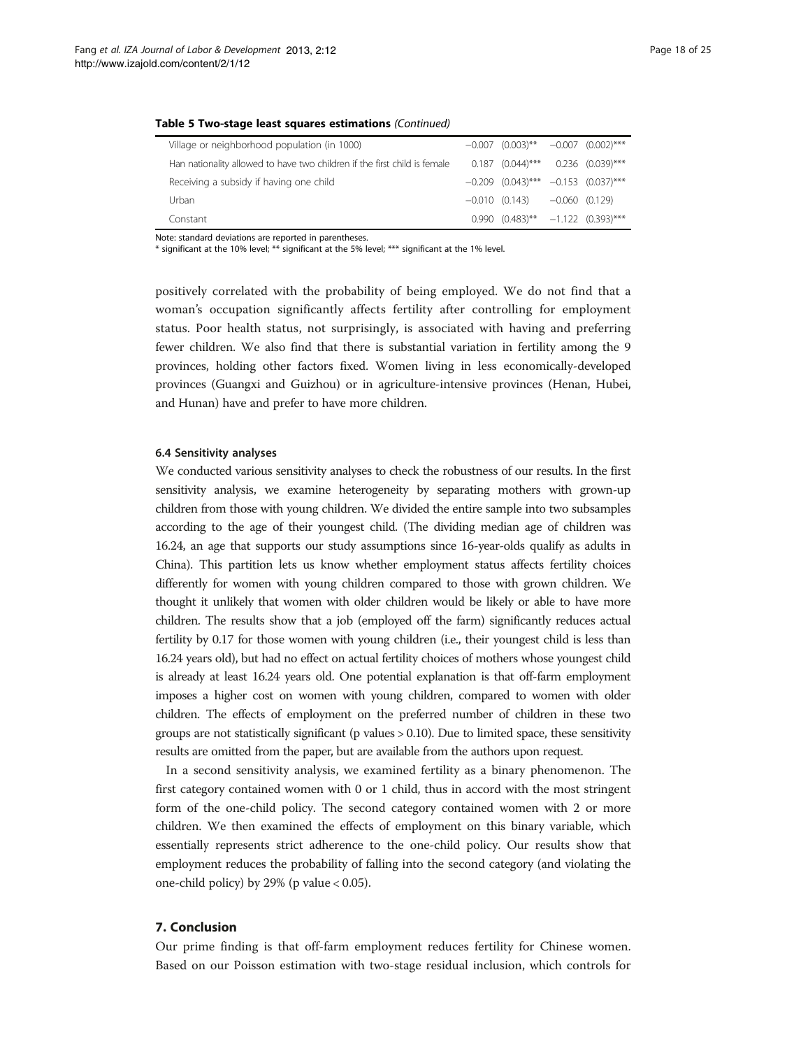**Table 5 Two-stage least squares estimations** *(Continued)*

| | | | | |
|---|---|---|---|---|
| Village or neighborhood population (in 1000) | −0.007 | (0.003)** | −0.007 | (0.002)*** |
| Han nationality allowed to have two children if the first child is female | 0.187 | (0.044)*** | 0.236 | (0.039)*** |
| Receiving a subsidy if having one child | −0.209 | (0.043)*** | −0.153 | (0.037)*** |
| Urban | −0.010 | (0.143) | −0.060 | (0.129) |
| Constant | 0.990 | (0.483)** | −1.122 | (0.393)*** |

Note: standard deviations are reported in parentheses.
* significant at the 10% level; ** significant at the 5% level; *** significant at the 1% level.

positively correlated with the probability of being employed. We do not find that a woman's occupation significantly affects fertility after controlling for employment status. Poor health status, not surprisingly, is associated with having and preferring fewer children. We also find that there is substantial variation in fertility among the 9 provinces, holding other factors fixed. Women living in less economically-developed provinces (Guangxi and Guizhou) or in agriculture-intensive provinces (Henan, Hubei, and Hunan) have and prefer to have more children.

### 6.4 Sensitivity analyses

We conducted various sensitivity analyses to check the robustness of our results. In the first sensitivity analysis, we examine heterogeneity by separating mothers with grown-up children from those with young children. We divided the entire sample into two subsamples according to the age of their youngest child. (The dividing median age of children was 16.24, an age that supports our study assumptions since 16-year-olds qualify as adults in China). This partition lets us know whether employment status affects fertility choices differently for women with young children compared to those with grown children. We thought it unlikely that women with older children would be likely or able to have more children. The results show that a job (employed off the farm) significantly reduces actual fertility by 0.17 for those women with young children (i.e., their youngest child is less than 16.24 years old), but had no effect on actual fertility choices of mothers whose youngest child is already at least 16.24 years old. One potential explanation is that off-farm employment imposes a higher cost on women with young children, compared to women with older children. The effects of employment on the preferred number of children in these two groups are not statistically significant (p values > 0.10). Due to limited space, these sensitivity results are omitted from the paper, but are available from the authors upon request.

In a second sensitivity analysis, we examined fertility as a binary phenomenon. The first category contained women with 0 or 1 child, thus in accord with the most stringent form of the one-child policy. The second category contained women with 2 or more children. We then examined the effects of employment on this binary variable, which essentially represents strict adherence to the one-child policy. Our results show that employment reduces the probability of falling into the second category (and violating the one-child policy) by 29% (p value < 0.05).

## 7. Conclusion

Our prime finding is that off-farm employment reduces fertility for Chinese women. Based on our Poisson estimation with two-stage residual inclusion, which controls for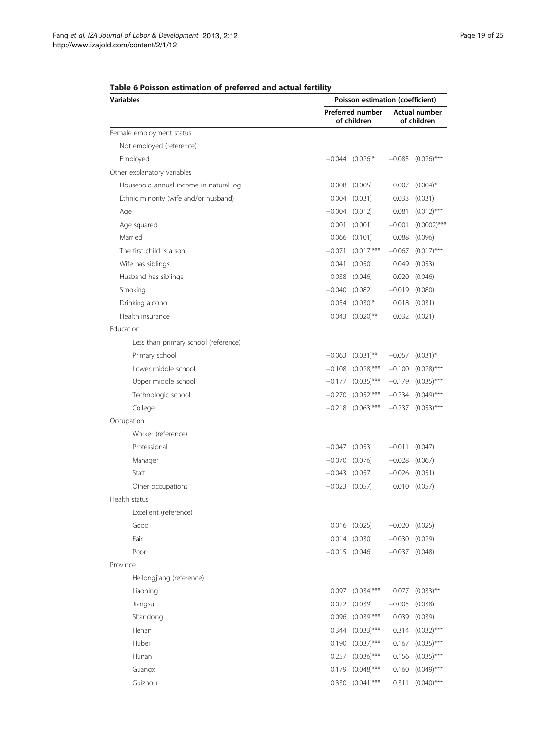**Table 6 Poisson estimation of preferred and actual fertility**

| Variables | Poisson estimation (coefficient) | | | |
|---|---|---|---|---|
| | Preferred number of children | | Actual number of children | |
| Female employment status | | | | |
| Not employed (reference) | | | | |
| Employed | −0.044 | (0.026)* | −0.085 | (0.026)*** |
| Other explanatory variables | | | | |
| Household annual income in natural log | 0.008 | (0.005) | 0.007 | (0.004)* |
| Ethnic minority (wife and/or husband) | 0.004 | (0.031) | 0.033 | (0.031) |
| Age | −0.004 | (0.012) | 0.081 | (0.012)*** |
| Age squared | 0.001 | (0.001) | −0.001 | (0.0002)*** |
| Married | 0.066 | (0.101) | 0.088 | (0.096) |
| The first child is a son | −0.071 | (0.017)*** | −0.067 | (0.017)*** |
| Wife has siblings | 0.041 | (0.050) | 0.049 | (0.053) |
| Husband has siblings | 0.038 | (0.046) | 0.020 | (0.046) |
| Smoking | −0.040 | (0.082) | −0.019 | (0.080) |
| Drinking alcohol | 0.054 | (0.030)* | 0.018 | (0.031) |
| Health insurance | 0.043 | (0.020)** | 0.032 | (0.021) |
| Education | | | | |
| Less than primary school (reference) | | | | |
| Primary school | −0.063 | (0.031)** | −0.057 | (0.031)* |
| Lower middle school | −0.108 | (0.028)*** | −0.100 | (0.028)*** |
| Upper middle school | −0.177 | (0.035)*** | −0.179 | (0.035)*** |
| Technologic school | −0.270 | (0.052)*** | −0.234 | (0.049)*** |
| College | −0.218 | (0.063)*** | −0.237 | (0.053)*** |
| Occupation | | | | |
| Worker (reference) | | | | |
| Professional | −0.047 | (0.053) | −0.011 | (0.047) |
| Manager | −0.070 | (0.076) | −0.028 | (0.067) |
| Staff | −0.043 | (0.057) | −0.026 | (0.051) |
| Other occupations | −0.023 | (0.057) | 0.010 | (0.057) |
| Health status | | | | |
| Excellent (reference) | | | | |
| Good | 0.016 | (0.025) | −0.020 | (0.025) |
| Fair | 0.014 | (0.030) | −0.030 | (0.029) |
| Poor | −0.015 | (0.046) | −0.037 | (0.048) |
| Province | | | | |
| Heilongjiang (reference) | | | | |
| Liaoning | 0.097 | (0.034)*** | 0.077 | (0.033)** |
| Jiangsu | 0.022 | (0.039) | −0.005 | (0.038) |
| Shandong | 0.096 | (0.039)*** | 0.039 | (0.039) |
| Henan | 0.344 | (0.033)*** | 0.314 | (0.032)*** |
| Hubei | 0.190 | (0.037)*** | 0.167 | (0.035)*** |
| Hunan | 0.257 | (0.036)*** | 0.156 | (0.035)*** |
| Guangxi | 0.179 | (0.048)*** | 0.160 | (0.049)*** |
| Guizhou | 0.330 | (0.041)*** | 0.311 | (0.040)*** |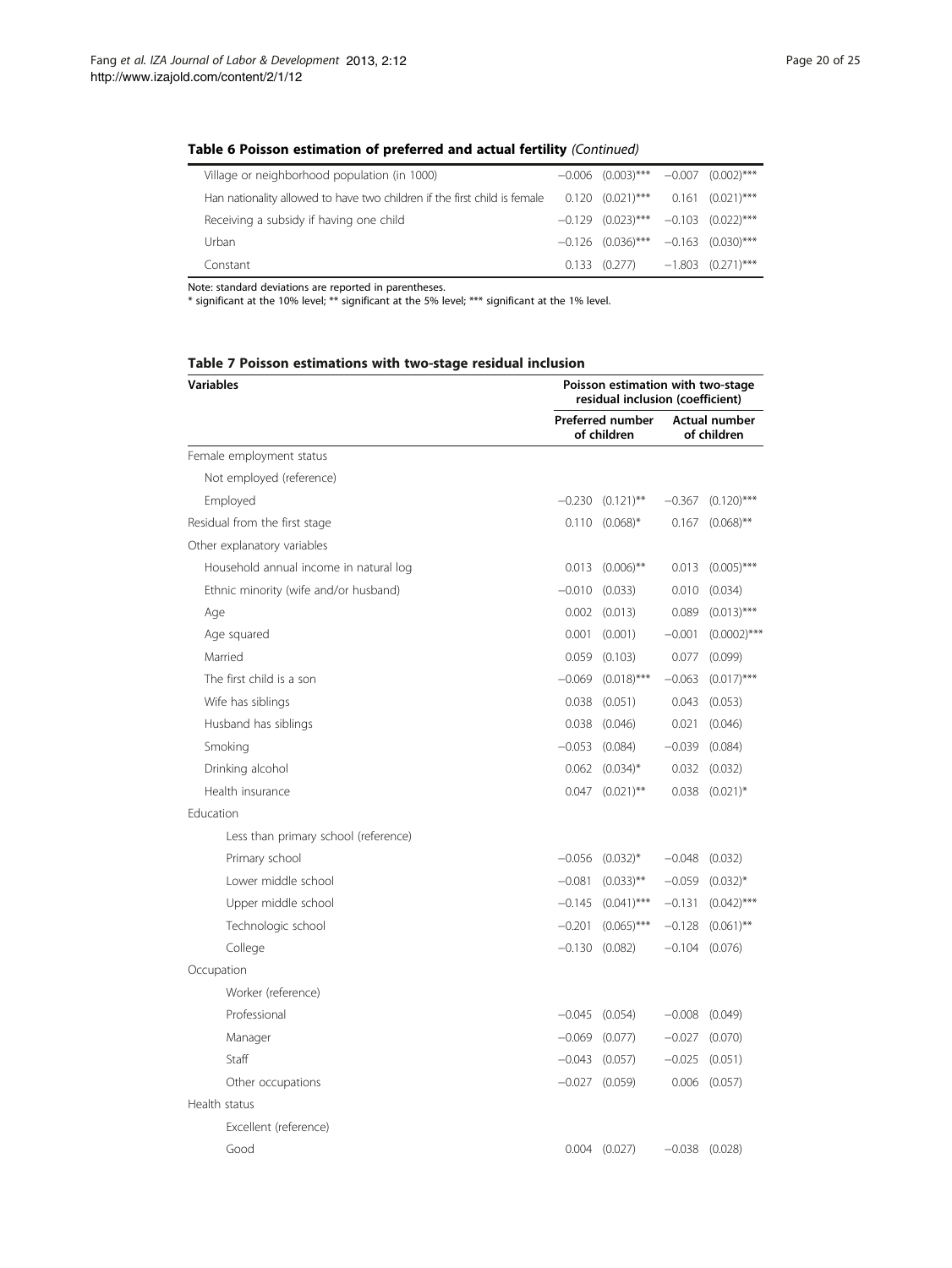**Table 6 Poisson estimation of preferred and actual fertility** *(Continued)*

| | | | | |
|---|---|---|---|---|
| Village or neighborhood population (in 1000) | −0.006 | (0.003)*** | −0.007 | (0.002)*** |
| Han nationality allowed to have two children if the first child is female | 0.120 | (0.021)*** | 0.161 | (0.021)*** |
| Receiving a subsidy if having one child | −0.129 | (0.023)*** | −0.103 | (0.022)*** |
| Urban | −0.126 | (0.036)*** | −0.163 | (0.030)*** |
| Constant | 0.133 | (0.277) | −1.803 | (0.271)*** |

Note: standard deviations are reported in parentheses.
* significant at the 10% level; ** significant at the 5% level; *** significant at the 1% level.

**Table 7 Poisson estimations with two-stage residual inclusion**

| Variables | Poisson estimation with two-stage residual inclusion (coefficient) | | | |
|---|---|---|---|---|
| | Preferred number of children | | Actual number of children | |
| Female employment status | | | | |
| Not employed (reference) | | | | |
| Employed | −0.230 | (0.121)** | −0.367 | (0.120)*** |
| Residual from the first stage | 0.110 | (0.068)* | 0.167 | (0.068)** |
| Other explanatory variables | | | | |
| Household annual income in natural log | 0.013 | (0.006)** | 0.013 | (0.005)*** |
| Ethnic minority (wife and/or husband) | −0.010 | (0.033) | 0.010 | (0.034) |
| Age | 0.002 | (0.013) | 0.089 | (0.013)*** |
| Age squared | 0.001 | (0.001) | −0.001 | (0.0002)*** |
| Married | 0.059 | (0.103) | 0.077 | (0.099) |
| The first child is a son | −0.069 | (0.018)*** | −0.063 | (0.017)*** |
| Wife has siblings | 0.038 | (0.051) | 0.043 | (0.053) |
| Husband has siblings | 0.038 | (0.046) | 0.021 | (0.046) |
| Smoking | −0.053 | (0.084) | −0.039 | (0.084) |
| Drinking alcohol | 0.062 | (0.034)* | 0.032 | (0.032) |
| Health insurance | 0.047 | (0.021)** | 0.038 | (0.021)* |
| Education | | | | |
| Less than primary school (reference) | | | | |
| Primary school | −0.056 | (0.032)* | −0.048 | (0.032) |
| Lower middle school | −0.081 | (0.033)** | −0.059 | (0.032)* |
| Upper middle school | −0.145 | (0.041)*** | −0.131 | (0.042)*** |
| Technologic school | −0.201 | (0.065)*** | −0.128 | (0.061)** |
| College | −0.130 | (0.082) | −0.104 | (0.076) |
| Occupation | | | | |
| Worker (reference) | | | | |
| Professional | −0.045 | (0.054) | −0.008 | (0.049) |
| Manager | −0.069 | (0.077) | −0.027 | (0.070) |
| Staff | −0.043 | (0.057) | −0.025 | (0.051) |
| Other occupations | −0.027 | (0.059) | 0.006 | (0.057) |
| Health status | | | | |
| Excellent (reference) | | | | |
| Good | 0.004 | (0.027) | −0.038 | (0.028) |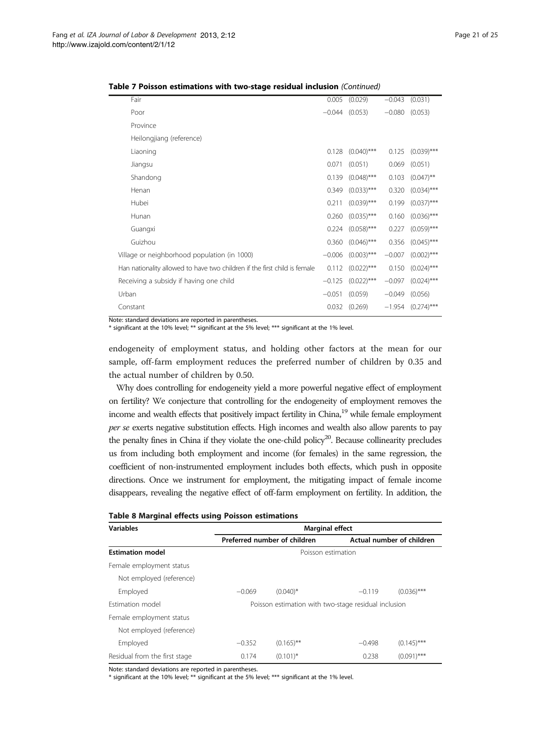**Table 7 Poisson estimations with two-stage residual inclusion** *(Continued)*

| | | | | |
|---|---|---|---|---|
| Fair | 0.005 | (0.029) | −0.043 | (0.031) |
| Poor | −0.044 | (0.053) | −0.080 | (0.053) |
| Province | | | | |
| Heilongjiang (reference) | | | | |
| Liaoning | 0.128 | (0.040)*** | 0.125 | (0.039)*** |
| Jiangsu | 0.071 | (0.051) | 0.069 | (0.051) |
| Shandong | 0.139 | (0.048)*** | 0.103 | (0.047)** |
| Henan | 0.349 | (0.033)*** | 0.320 | (0.034)*** |
| Hubei | 0.211 | (0.039)*** | 0.199 | (0.037)*** |
| Hunan | 0.260 | (0.035)*** | 0.160 | (0.036)*** |
| Guangxi | 0.224 | (0.058)*** | 0.227 | (0.059)*** |
| Guizhou | 0.360 | (0.046)*** | 0.356 | (0.045)*** |
| Village or neighborhood population (in 1000) | −0.006 | (0.003)*** | −0.007 | (0.002)*** |
| Han nationality allowed to have two children if the first child is female | 0.112 | (0.022)*** | 0.150 | (0.024)*** |
| Receiving a subsidy if having one child | −0.125 | (0.022)*** | −0.097 | (0.024)*** |
| Urban | −0.051 | (0.059) | −0.049 | (0.056) |
| Constant | 0.032 | (0.269) | −1.954 | (0.274)*** |

Note: standard deviations are reported in parentheses.
* significant at the 10% level; ** significant at the 5% level; *** significant at the 1% level.

endogeneity of employment status, and holding other factors at the mean for our sample, off-farm employment reduces the preferred number of children by 0.35 and the actual number of children by 0.50.

Why does controlling for endogeneity yield a more powerful negative effect of employment on fertility? We conjecture that controlling for the endogeneity of employment removes the income and wealth effects that positively impact fertility in China,[19] while female employment *per se* exerts negative substitution effects. High incomes and wealth also allow parents to pay the penalty fines in China if they violate the one-child policy[20]. Because collinearity precludes us from including both employment and income (for females) in the same regression, the coefficient of non-instrumented employment includes both effects, which push in opposite directions. Once we instrument for employment, the mitigating impact of female income disappears, revealing the negative effect of off-farm employment on fertility. In addition, the

**Table 8 Marginal effects using Poisson estimations**

| Variables | Marginal effect | | | |
|---|---|---|---|---|
| | Preferred number of children | | Actual number of children | |
| **Estimation model** | Poisson estimation | | | |
| Female employment status | | | | |
| Not employed (reference) | | | | |
| Employed | −0.069 | (0.040)* | −0.119 | (0.036)*** |
| Estimation model | Poisson estimation with two-stage residual inclusion | | | |
| Female employment status | | | | |
| Not employed (reference) | | | | |
| Employed | −0.352 | (0.165)** | −0.498 | (0.145)*** |
| Residual from the first stage | 0.174 | (0.101)* | 0.238 | (0.091)*** |

Note: standard deviations are reported in parentheses.
* significant at the 10% level; ** significant at the 5% level; *** significant at the 1% level.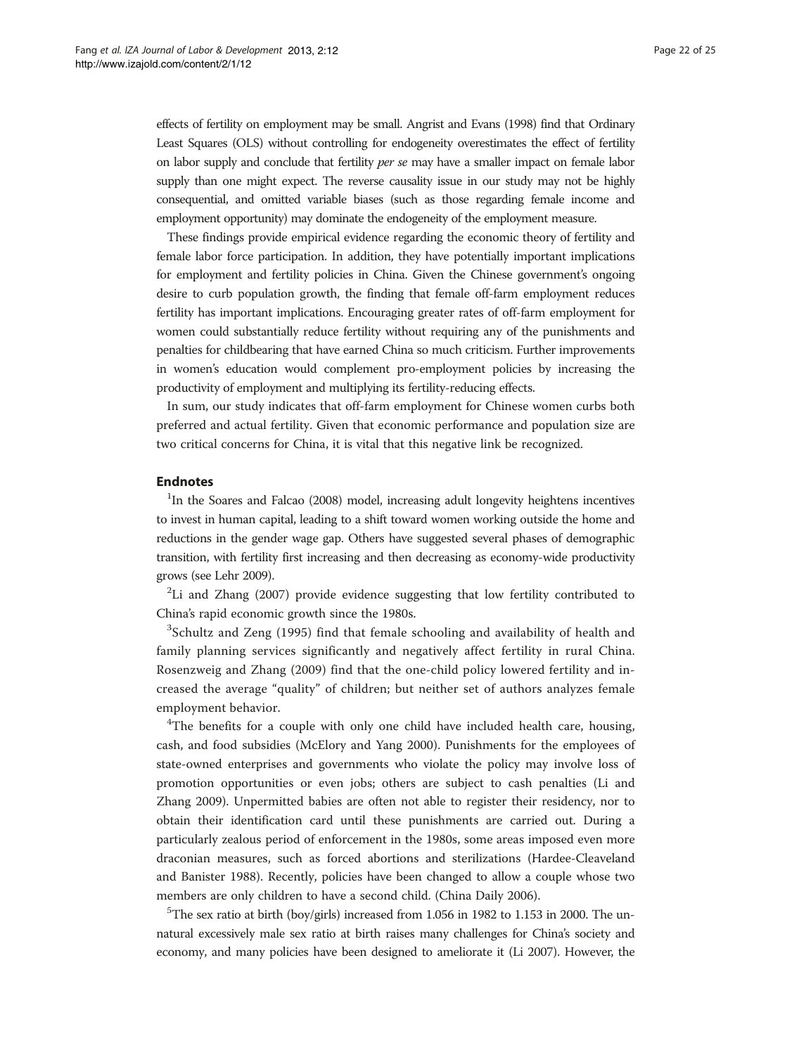effects of fertility on employment may be small. Angrist and Evans (1998) find that Ordinary Least Squares (OLS) without controlling for endogeneity overestimates the effect of fertility on labor supply and conclude that fertility *per se* may have a smaller impact on female labor supply than one might expect. The reverse causality issue in our study may not be highly consequential, and omitted variable biases (such as those regarding female income and employment opportunity) may dominate the endogeneity of the employment measure.

These findings provide empirical evidence regarding the economic theory of fertility and female labor force participation. In addition, they have potentially important implications for employment and fertility policies in China. Given the Chinese government's ongoing desire to curb population growth, the finding that female off-farm employment reduces fertility has important implications. Encouraging greater rates of off-farm employment for women could substantially reduce fertility without requiring any of the punishments and penalties for childbearing that have earned China so much criticism. Further improvements in women's education would complement pro-employment policies by increasing the productivity of employment and multiplying its fertility-reducing effects.

In sum, our study indicates that off-farm employment for Chinese women curbs both preferred and actual fertility. Given that economic performance and population size are two critical concerns for China, it is vital that this negative link be recognized.

## Endnotes

[1]In the Soares and Falcao (2008) model, increasing adult longevity heightens incentives to invest in human capital, leading to a shift toward women working outside the home and reductions in the gender wage gap. Others have suggested several phases of demographic transition, with fertility first increasing and then decreasing as economy-wide productivity grows (see Lehr 2009).

[2]Li and Zhang (2007) provide evidence suggesting that low fertility contributed to China's rapid economic growth since the 1980s.

[3]Schultz and Zeng (1995) find that female schooling and availability of health and family planning services significantly and negatively affect fertility in rural China. Rosenzweig and Zhang (2009) find that the one-child policy lowered fertility and increased the average "quality" of children; but neither set of authors analyzes female employment behavior.

[4]The benefits for a couple with only one child have included health care, housing, cash, and food subsidies (McElory and Yang 2000). Punishments for the employees of state-owned enterprises and governments who violate the policy may involve loss of promotion opportunities or even jobs; others are subject to cash penalties (Li and Zhang 2009). Unpermitted babies are often not able to register their residency, nor to obtain their identification card until these punishments are carried out. During a particularly zealous period of enforcement in the 1980s, some areas imposed even more draconian measures, such as forced abortions and sterilizations (Hardee-Cleaveland and Banister 1988). Recently, policies have been changed to allow a couple whose two members are only children to have a second child. (China Daily 2006).

[5]The sex ratio at birth (boy/girls) increased from 1.056 in 1982 to 1.153 in 2000. The unnatural excessively male sex ratio at birth raises many challenges for China's society and economy, and many policies have been designed to ameliorate it (Li 2007). However, the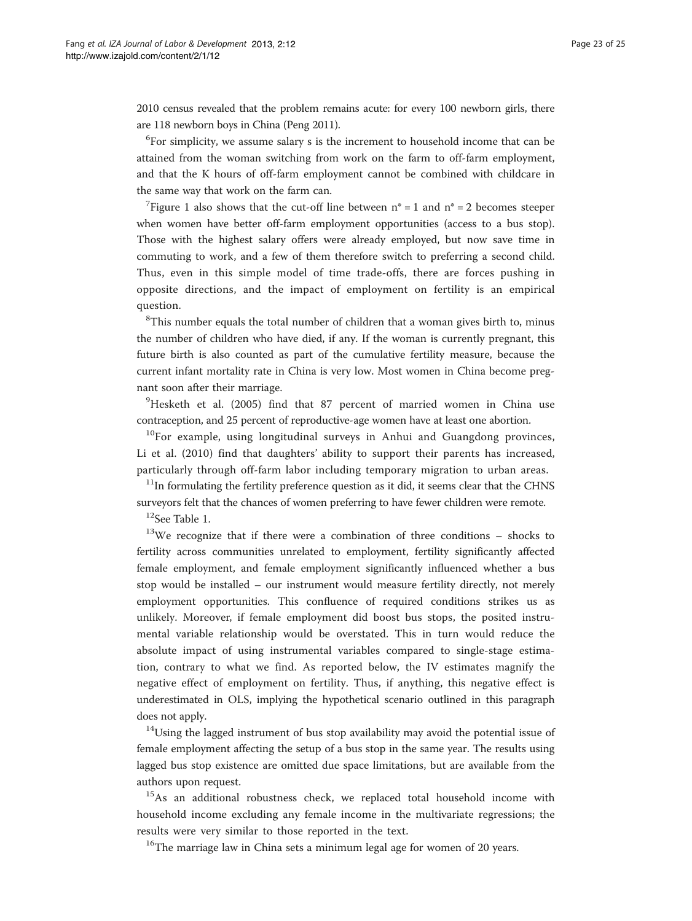2010 census revealed that the problem remains acute: for every 100 newborn girls, there are 118 newborn boys in China (Peng 2011).

[6]For simplicity, we assume salary s is the increment to household income that can be attained from the woman switching from work on the farm to off-farm employment, and that the K hours of off-farm employment cannot be combined with childcare in the same way that work on the farm can.

[7]Figure 1 also shows that the cut-off line between $n^* = 1$ and $n^* = 2$ becomes steeper when women have better off-farm employment opportunities (access to a bus stop). Those with the highest salary offers were already employed, but now save time in commuting to work, and a few of them therefore switch to preferring a second child. Thus, even in this simple model of time trade-offs, there are forces pushing in opposite directions, and the impact of employment on fertility is an empirical question.

[8]This number equals the total number of children that a woman gives birth to, minus the number of children who have died, if any. If the woman is currently pregnant, this future birth is also counted as part of the cumulative fertility measure, because the current infant mortality rate in China is very low. Most women in China become pregnant soon after their marriage.

[9]Hesketh et al. (2005) find that 87 percent of married women in China use contraception, and 25 percent of reproductive-age women have at least one abortion.

[10]For example, using longitudinal surveys in Anhui and Guangdong provinces, Li et al. (2010) find that daughters' ability to support their parents has increased, particularly through off-farm labor including temporary migration to urban areas.

[11]In formulating the fertility preference question as it did, it seems clear that the CHNS surveyors felt that the chances of women preferring to have fewer children were remote.

[12]See Table 1.

[13]We recognize that if there were a combination of three conditions – shocks to fertility across communities unrelated to employment, fertility significantly affected female employment, and female employment significantly influenced whether a bus stop would be installed – our instrument would measure fertility directly, not merely employment opportunities. This confluence of required conditions strikes us as unlikely. Moreover, if female employment did boost bus stops, the posited instrumental variable relationship would be overstated. This in turn would reduce the absolute impact of using instrumental variables compared to single-stage estimation, contrary to what we find. As reported below, the IV estimates magnify the negative effect of employment on fertility. Thus, if anything, this negative effect is underestimated in OLS, implying the hypothetical scenario outlined in this paragraph does not apply.

[14]Using the lagged instrument of bus stop availability may avoid the potential issue of female employment affecting the setup of a bus stop in the same year. The results using lagged bus stop existence are omitted due space limitations, but are available from the authors upon request.

[15]As an additional robustness check, we replaced total household income with household income excluding any female income in the multivariate regressions; the results were very similar to those reported in the text.

[16]The marriage law in China sets a minimum legal age for women of 20 years.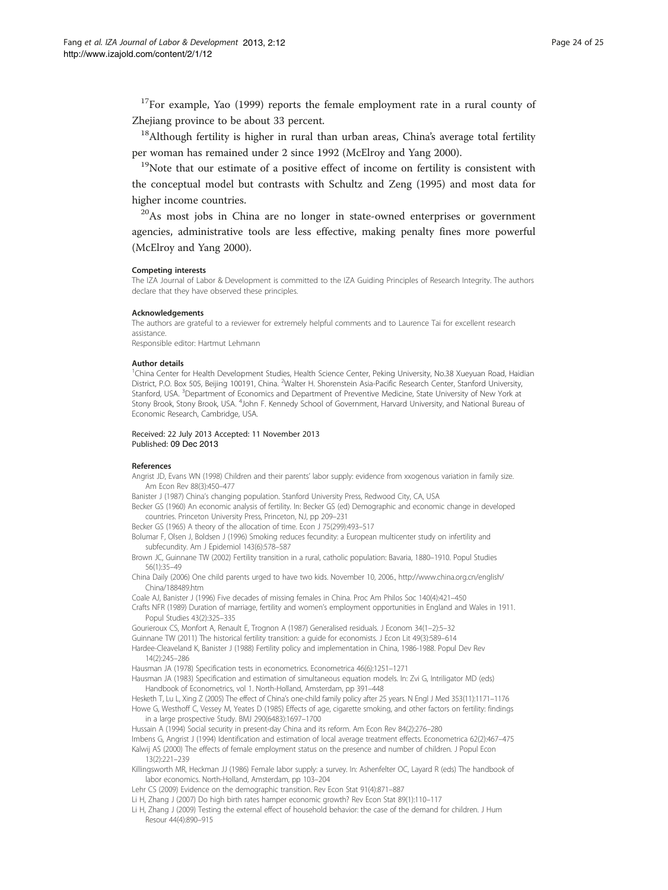[17]For example, Yao (1999) reports the female employment rate in a rural county of Zhejiang province to be about 33 percent.

[18]Although fertility is higher in rural than urban areas, China's average total fertility per woman has remained under 2 since 1992 (McElroy and Yang 2000).

[19]Note that our estimate of a positive effect of income on fertility is consistent with the conceptual model but contrasts with Schultz and Zeng (1995) and most data for higher income countries.

[20]As most jobs in China are no longer in state-owned enterprises or government agencies, administrative tools are less effective, making penalty fines more powerful (McElroy and Yang 2000).

#### Competing interests

The IZA Journal of Labor & Development is committed to the IZA Guiding Principles of Research Integrity. The authors declare that they have observed these principles.

#### Acknowledgements

The authors are grateful to a reviewer for extremely helpful comments and to Laurence Tai for excellent research assistance.

Responsible editor: Hartmut Lehmann

#### Author details

[1]China Center for Health Development Studies, Health Science Center, Peking University, No.38 Xueyuan Road, Haidian District, P.O. Box 505, Beijing 100191, China. [2]Walter H. Shorenstein Asia-Pacific Research Center, Stanford University, Stanford, USA. [3]Department of Economics and Department of Preventive Medicine, State University of New York at Stony Brook, Stony Brook, USA. [4]John F. Kennedy School of Government, Harvard University, and National Bureau of Economic Research, Cambridge, USA.

Received: 22 July 2013 Accepted: 11 November 2013
Published: 09 Dec 2013

#### References

Angrist JD, Evans WN (1998) Children and their parents' labor supply: evidence from xxogenous variation in family size. Am Econ Rev 88(3):450–477

Banister J (1987) China's changing population. Stanford University Press, Redwood City, CA, USA

Becker GS (1960) An economic analysis of fertility. In: Becker GS (ed) Demographic and economic change in developed countries. Princeton University Press, Princeton, NJ, pp 209–231

Becker GS (1965) A theory of the allocation of time. Econ J 75(299):493–517

Bolumar F, Olsen J, Boldsen J (1996) Smoking reduces fecundity: a European multicenter study on infertility and subfecundity. Am J Epidemiol 143(6):578–587

Brown JC, Guinnane TW (2002) Fertility transition in a rural, catholic population: Bavaria, 1880–1910. Popul Studies 56(1):35–49

China Daily (2006) One child parents urged to have two kids. November 10, 2006., http://www.china.org.cn/english/China/188489.htm

Coale AJ, Banister J (1996) Five decades of missing females in China. Proc Am Philos Soc 140(4):421–450

Crafts NFR (1989) Duration of marriage, fertility and women's employment opportunities in England and Wales in 1911. Popul Studies 43(2):325–335

Gourieroux CS, Monfort A, Renault E, Trognon A (1987) Generalised residuals. J Econom 34(1–2):5–32

Guinnane TW (2011) The historical fertility transition: a guide for economists. J Econ Lit 49(3):589–614

Hardee-Cleaveland K, Banister J (1988) Fertility policy and implementation in China, 1986-1988. Popul Dev Rev 14(2):245–286

Hausman JA (1978) Specification tests in econometrics. Econometrica 46(6):1251–1271

Hausman JA (1983) Specification and estimation of simultaneous equation models. In: Zvi G, Intriligator MD (eds) Handbook of Econometrics, vol 1. North-Holland, Amsterdam, pp 391–448

Hesketh T, Lu L, Xing Z (2005) The effect of China's one-child family policy after 25 years. N Engl J Med 353(11):1171–1176

Howe G, Westhoff C, Vessey M, Yeates D (1985) Effects of age, cigarette smoking, and other factors on fertility: findings in a large prospective Study. BMJ 290(6483):1697–1700

Hussain A (1994) Social security in present-day China and its reform. Am Econ Rev 84(2):276–280

Imbens G, Angrist J (1994) Identification and estimation of local average treatment effects. Econometrica 62(2):467–475

Kalwij AS (2000) The effects of female employment status on the presence and number of children. J Popul Econ 13(2):221–239

Killingsworth MR, Heckman JJ (1986) Female labor supply: a survey. In: Ashenfelter OC, Layard R (eds) The handbook of labor economics. North-Holland, Amsterdam, pp 103–204

Lehr CS (2009) Evidence on the demographic transition. Rev Econ Stat 91(4):871–887

Li H, Zhang J (2007) Do high birth rates hamper economic growth? Rev Econ Stat 89(1):110–117

Li H, Zhang J (2009) Testing the external effect of household behavior: the case of the demand for children. J Hum Resour 44(4):890–915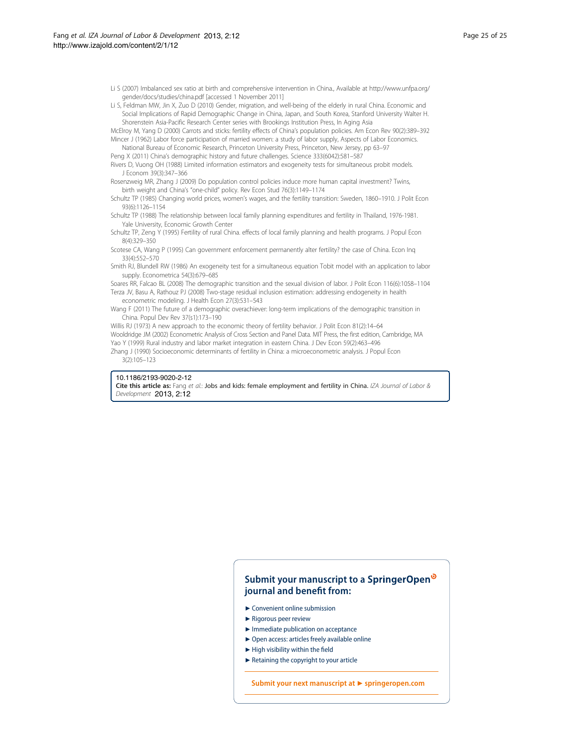Li S (2007) Imbalanced sex ratio at birth and comprehensive intervention in China., Available at http://www.unfpa.org/gender/docs/studies/china.pdf [accessed 1 November 2011]

Li S, Feldman MW, Jin X, Zuo D (2010) Gender, migration, and well-being of the elderly in rural China. Economic and Social Implications of Rapid Demographic Change in China, Japan, and South Korea, Stanford University Walter H. Shorenstein Asia-Pacific Research Center series with Brookings Institution Press, In Aging Asia

McElroy M, Yang D (2000) Carrots and sticks: fertility effects of China's population policies. Am Econ Rev 90(2):389–392

Mincer J (1962) Labor force participation of married women: a study of labor supply, Aspects of Labor Economics. National Bureau of Economic Research, Princeton University Press, Princeton, New Jersey, pp 63–97

Peng X (2011) China's demographic history and future challenges. Science 333(6042):581–587

Rivers D, Vuong OH (1988) Limited information estimators and exogeneity tests for simultaneous probit models. J Econom 39(3):347–366

Rosenzweig MR, Zhang J (2009) Do population control policies induce more human capital investment? Twins, birth weight and China's "one-child" policy. Rev Econ Stud 76(3):1149–1174

Schultz TP (1985) Changing world prices, women's wages, and the fertility transition: Sweden, 1860–1910. J Polit Econ 93(6):1126–1154

Schultz TP (1988) The relationship between local family planning expenditures and fertility in Thailand, 1976-1981. Yale University, Economic Growth Center

Schultz TP, Zeng Y (1995) Fertility of rural China. effects of local family planning and health programs. J Popul Econ 8(4):329–350

Scotese CA, Wang P (1995) Can government enforcement permanently alter fertility? the case of China. Econ Inq 33(4):552–570

Smith RJ, Blundell RW (1986) An exogeneity test for a simultaneous equation Tobit model with an application to labor supply. Econometrica 54(3):679–685

Soares RR, Falcao BL (2008) The demographic transition and the sexual division of labor. J Polit Econ 116(6):1058–1104

Terza JV, Basu A, Rathouz PJ (2008) Two-stage residual inclusion estimation: addressing endogeneity in health econometric modeling. J Health Econ 27(3):531–543

Wang F (2011) The future of a demographic overachiever: long-term implications of the demographic transition in China. Popul Dev Rev 37(s1):173–190

Willis RJ (1973) A new approach to the economic theory of fertility behavior. J Polit Econ 81(2):14–64

Wooldridge JM (2002) Econometric Analysis of Cross Section and Panel Data. MIT Press, the first edition, Cambridge, MA

Yao Y (1999) Rural industry and labor market integration in eastern China. J Dev Econ 59(2):463–496

Zhang J (1990) Socioeconomic determinants of fertility in China: a microeconometric analysis. J Popul Econ 3(2):105–123

10.1186/2193-9020-2-12

**Cite this article as:** Fang *et al.*: Jobs and kids: female employment and fertility in China. *IZA Journal of Labor & Development* 2013, 2:12

**Submit your manuscript to a SpringerOpen journal and benefit from:**

- ► Convenient online submission
- ► Rigorous peer review
- ► Immediate publication on acceptance
- ► Open access: articles freely available online
- ► High visibility within the field
- ► Retaining the copyright to your article

**Submit your next manuscript at ► springeropen.com**